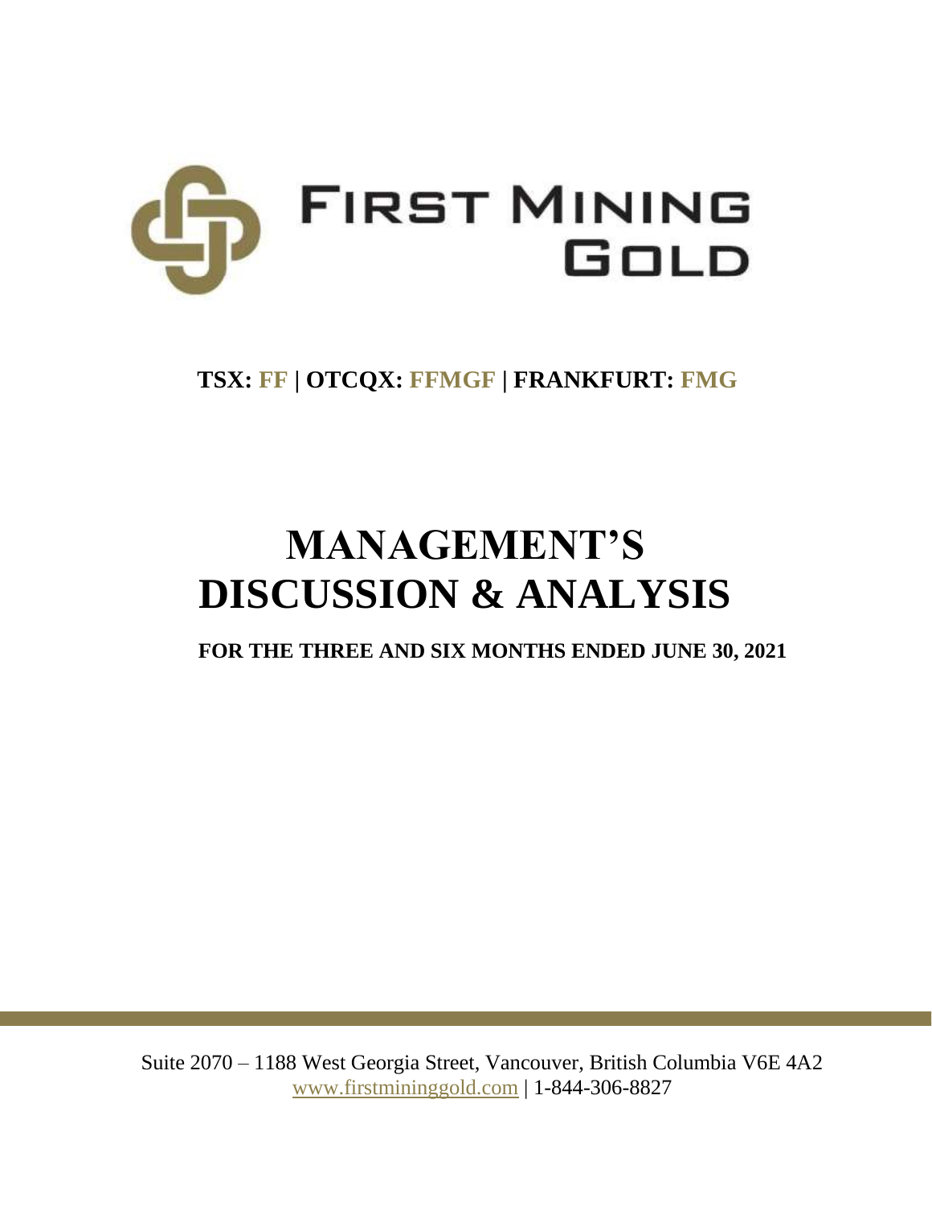# FIRST MINING GOLD

**TSX: FF | OTCQX: FFMGF | FRANKFURT: FMG**

# MANAGEMENT'S DISCUSSION & ANALYSIS

**FOR THE THREE AND SIX MONTHS ENDED JUNE 30, 2021**

Suite 2070 – 1188 West Georgia Street, Vancouver, British Columbia V6E 4A2
www.firstmininggold.com | 1-844-306-8827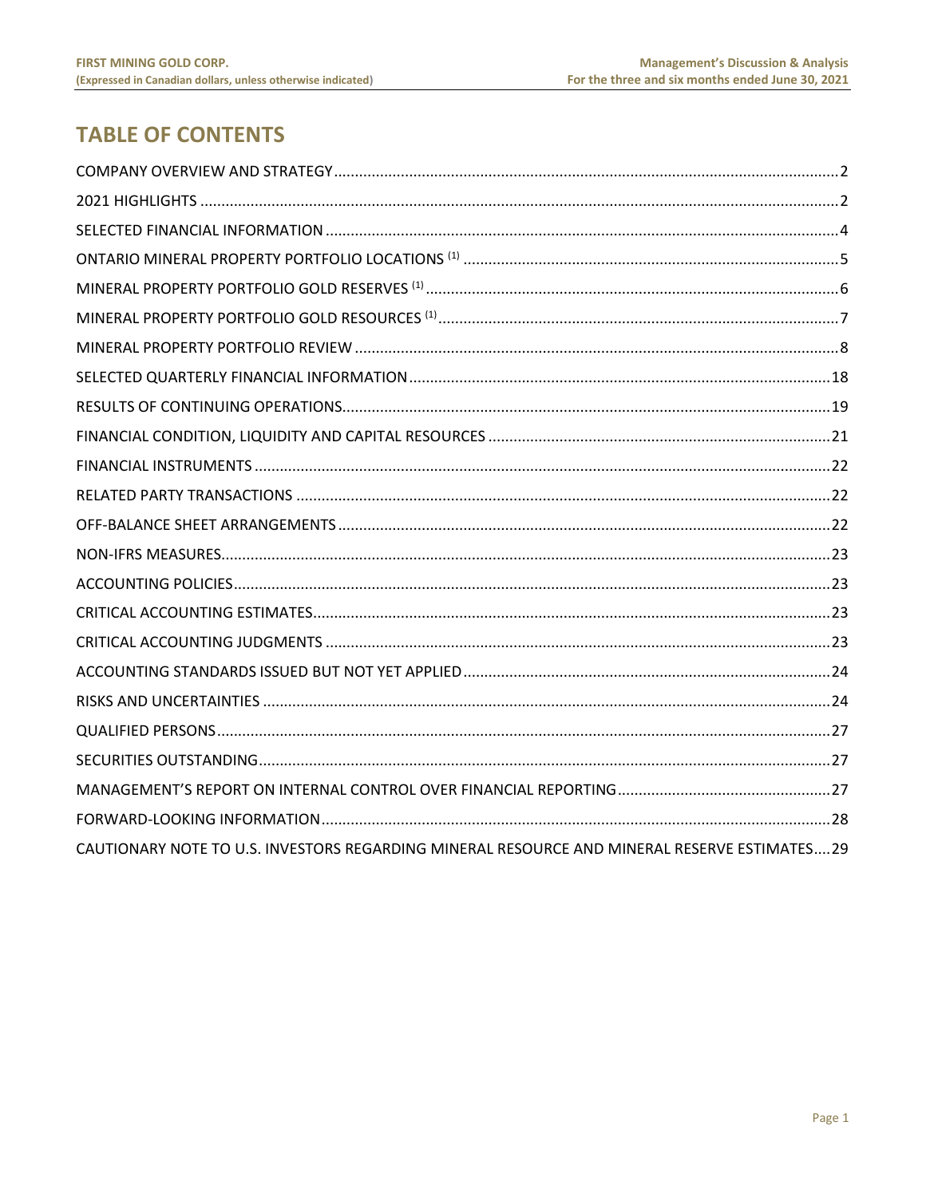# TABLE OF CONTENTS

COMPANY OVERVIEW AND STRATEGY ....................................................... 2
2021 HIGHLIGHTS ....................................................... 2
SELECTED FINANCIAL INFORMATION ....................................................... 4
ONTARIO MINERAL PROPERTY PORTFOLIO LOCATIONS (1) ....................................................... 5
MINERAL PROPERTY PORTFOLIO GOLD RESERVES (1) ....................................................... 6
MINERAL PROPERTY PORTFOLIO GOLD RESOURCES (1) ....................................................... 7
MINERAL PROPERTY PORTFOLIO REVIEW ....................................................... 8
SELECTED QUARTERLY FINANCIAL INFORMATION ....................................................... 18
RESULTS OF CONTINUING OPERATIONS ....................................................... 19
FINANCIAL CONDITION, LIQUIDITY AND CAPITAL RESOURCES ....................................................... 21
FINANCIAL INSTRUMENTS ....................................................... 22
RELATED PARTY TRANSACTIONS ....................................................... 22
OFF-BALANCE SHEET ARRANGEMENTS ....................................................... 22
NON-IFRS MEASURES ....................................................... 23
ACCOUNTING POLICIES ....................................................... 23
CRITICAL ACCOUNTING ESTIMATES ....................................................... 23
CRITICAL ACCOUNTING JUDGMENTS ....................................................... 23
ACCOUNTING STANDARDS ISSUED BUT NOT YET APPLIED ....................................................... 24
RISKS AND UNCERTAINTIES ....................................................... 24
QUALIFIED PERSONS ....................................................... 27
SECURITIES OUTSTANDING ....................................................... 27
MANAGEMENT'S REPORT ON INTERNAL CONTROL OVER FINANCIAL REPORTING ....................................................... 27
FORWARD-LOOKING INFORMATION ....................................................... 28
CAUTIONARY NOTE TO U.S. INVESTORS REGARDING MINERAL RESOURCE AND MINERAL RESERVE ESTIMATES .... 29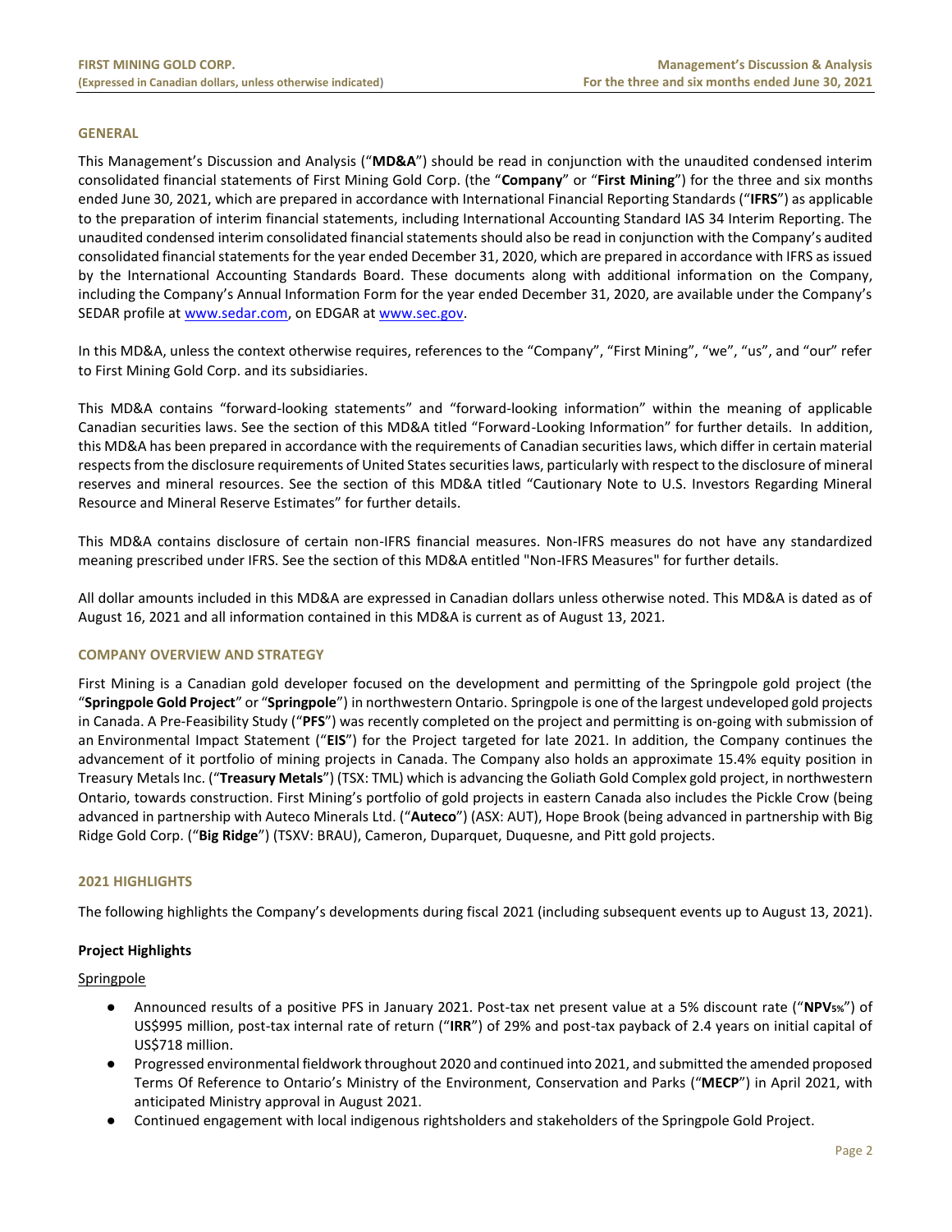## GENERAL

This Management's Discussion and Analysis ("**MD&A**") should be read in conjunction with the unaudited condensed interim consolidated financial statements of First Mining Gold Corp. (the "**Company**" or "**First Mining**") for the three and six months ended June 30, 2021, which are prepared in accordance with International Financial Reporting Standards ("**IFRS**") as applicable to the preparation of interim financial statements, including International Accounting Standard IAS 34 Interim Reporting. The unaudited condensed interim consolidated financial statements should also be read in conjunction with the Company's audited consolidated financial statements for the year ended December 31, 2020, which are prepared in accordance with IFRS as issued by the International Accounting Standards Board. These documents along with additional information on the Company, including the Company's Annual Information Form for the year ended December 31, 2020, are available under the Company's SEDAR profile at www.sedar.com, on EDGAR at www.sec.gov.

In this MD&A, unless the context otherwise requires, references to the "Company", "First Mining", "we", "us", and "our" refer to First Mining Gold Corp. and its subsidiaries.

This MD&A contains "forward-looking statements" and "forward-looking information" within the meaning of applicable Canadian securities laws. See the section of this MD&A titled "Forward-Looking Information" for further details. In addition, this MD&A has been prepared in accordance with the requirements of Canadian securities laws, which differ in certain material respects from the disclosure requirements of United States securities laws, particularly with respect to the disclosure of mineral reserves and mineral resources. See the section of this MD&A titled "Cautionary Note to U.S. Investors Regarding Mineral Resource and Mineral Reserve Estimates" for further details.

This MD&A contains disclosure of certain non-IFRS financial measures. Non-IFRS measures do not have any standardized meaning prescribed under IFRS. See the section of this MD&A entitled "Non-IFRS Measures" for further details.

All dollar amounts included in this MD&A are expressed in Canadian dollars unless otherwise noted. This MD&A is dated as of August 16, 2021 and all information contained in this MD&A is current as of August 13, 2021.

## COMPANY OVERVIEW AND STRATEGY

First Mining is a Canadian gold developer focused on the development and permitting of the Springpole gold project (the "**Springpole Gold Project**" or "**Springpole**") in northwestern Ontario. Springpole is one of the largest undeveloped gold projects in Canada. A Pre-Feasibility Study ("**PFS**") was recently completed on the project and permitting is on-going with submission of an Environmental Impact Statement ("**EIS**") for the Project targeted for late 2021. In addition, the Company continues the advancement of it portfolio of mining projects in Canada. The Company also holds an approximate 15.4% equity position in Treasury Metals Inc. ("**Treasury Metals**") (TSX: TML) which is advancing the Goliath Gold Complex gold project, in northwestern Ontario, towards construction. First Mining's portfolio of gold projects in eastern Canada also includes the Pickle Crow (being advanced in partnership with Auteco Minerals Ltd. ("**Auteco**") (ASX: AUT), Hope Brook (being advanced in partnership with Big Ridge Gold Corp. ("**Big Ridge**") (TSXV: BRAU), Cameron, Duparquet, Duquesne, and Pitt gold projects.

## 2021 HIGHLIGHTS

The following highlights the Company's developments during fiscal 2021 (including subsequent events up to August 13, 2021).

### Project Highlights

Springpole

- Announced results of a positive PFS in January 2021. Post-tax net present value at a 5% discount rate ("**$NPV_{5\%}$**") of US$995 million, post-tax internal rate of return ("**IRR**") of 29% and post-tax payback of 2.4 years on initial capital of US$718 million.
- Progressed environmental fieldwork throughout 2020 and continued into 2021, and submitted the amended proposed Terms Of Reference to Ontario's Ministry of the Environment, Conservation and Parks ("**MECP**") in April 2021, with anticipated Ministry approval in August 2021.
- Continued engagement with local indigenous rightsholders and stakeholders of the Springpole Gold Project.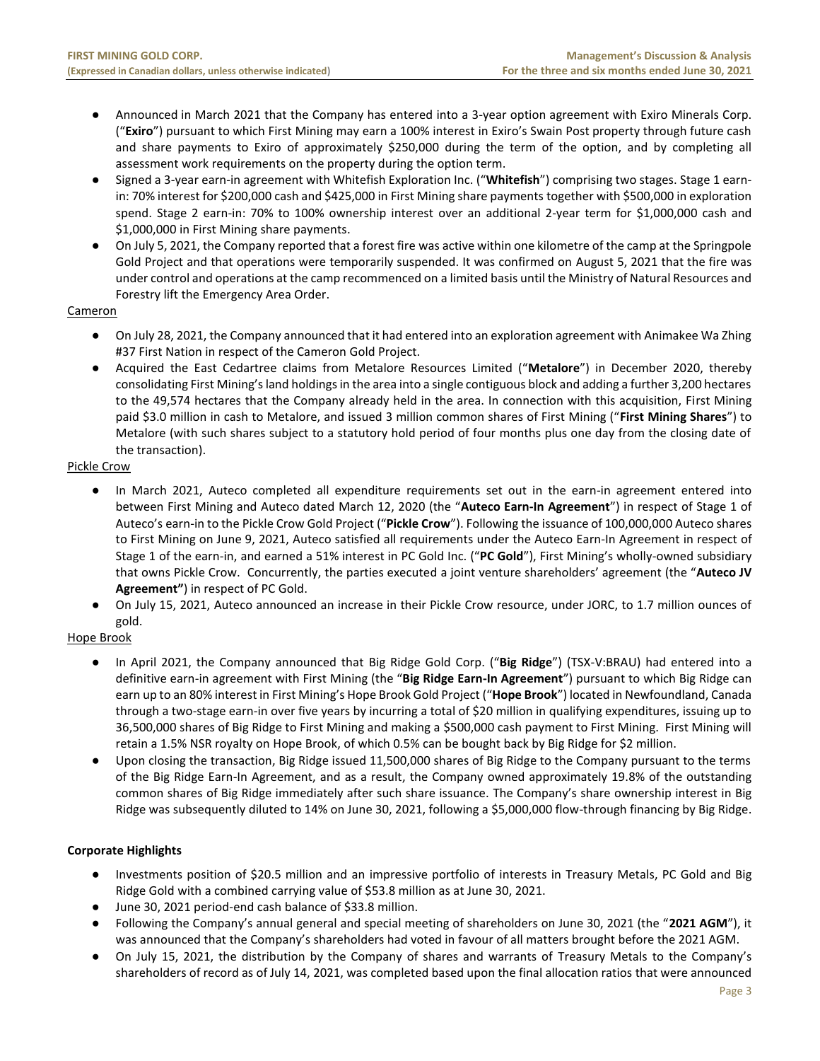- Announced in March 2021 that the Company has entered into a 3-year option agreement with Exiro Minerals Corp. ("**Exiro**") pursuant to which First Mining may earn a 100% interest in Exiro's Swain Post property through future cash and share payments to Exiro of approximately $250,000 during the term of the option, and by completing all assessment work requirements on the property during the option term.
- Signed a 3-year earn-in agreement with Whitefish Exploration Inc. ("**Whitefish**") comprising two stages. Stage 1 earn-in: 70% interest for $200,000 cash and $425,000 in First Mining share payments together with $500,000 in exploration spend. Stage 2 earn-in: 70% to 100% ownership interest over an additional 2-year term for $1,000,000 cash and $1,000,000 in First Mining share payments.
- On July 5, 2021, the Company reported that a forest fire was active within one kilometre of the camp at the Springpole Gold Project and that operations were temporarily suspended. It was confirmed on August 5, 2021 that the fire was under control and operations at the camp recommenced on a limited basis until the Ministry of Natural Resources and Forestry lift the Emergency Area Order.

Cameron

- On July 28, 2021, the Company announced that it had entered into an exploration agreement with Animakee Wa Zhing #37 First Nation in respect of the Cameron Gold Project.
- Acquired the East Cedartree claims from Metalore Resources Limited ("**Metalore**") in December 2020, thereby consolidating First Mining's land holdings in the area into a single contiguous block and adding a further 3,200 hectares to the 49,574 hectares that the Company already held in the area. In connection with this acquisition, First Mining paid $3.0 million in cash to Metalore, and issued 3 million common shares of First Mining ("**First Mining Shares**") to Metalore (with such shares subject to a statutory hold period of four months plus one day from the closing date of the transaction).

Pickle Crow

- In March 2021, Auteco completed all expenditure requirements set out in the earn-in agreement entered into between First Mining and Auteco dated March 12, 2020 (the "**Auteco Earn-In Agreement**") in respect of Stage 1 of Auteco's earn-in to the Pickle Crow Gold Project ("**Pickle Crow**"). Following the issuance of 100,000,000 Auteco shares to First Mining on June 9, 2021, Auteco satisfied all requirements under the Auteco Earn-In Agreement in respect of Stage 1 of the earn-in, and earned a 51% interest in PC Gold Inc. ("**PC Gold**"), First Mining's wholly-owned subsidiary that owns Pickle Crow. Concurrently, the parties executed a joint venture shareholders' agreement (the "**Auteco JV Agreement"**) in respect of PC Gold.
- On July 15, 2021, Auteco announced an increase in their Pickle Crow resource, under JORC, to 1.7 million ounces of gold.

Hope Brook

- In April 2021, the Company announced that Big Ridge Gold Corp. ("**Big Ridge**") (TSX-V:BRAU) had entered into a definitive earn-in agreement with First Mining (the "**Big Ridge Earn-In Agreement**") pursuant to which Big Ridge can earn up to an 80% interest in First Mining's Hope Brook Gold Project ("**Hope Brook**") located in Newfoundland, Canada through a two-stage earn-in over five years by incurring a total of $20 million in qualifying expenditures, issuing up to 36,500,000 shares of Big Ridge to First Mining and making a $500,000 cash payment to First Mining. First Mining will retain a 1.5% NSR royalty on Hope Brook, of which 0.5% can be bought back by Big Ridge for $2 million.
- Upon closing the transaction, Big Ridge issued 11,500,000 shares of Big Ridge to the Company pursuant to the terms of the Big Ridge Earn-In Agreement, and as a result, the Company owned approximately 19.8% of the outstanding common shares of Big Ridge immediately after such share issuance. The Company's share ownership interest in Big Ridge was subsequently diluted to 14% on June 30, 2021, following a $5,000,000 flow-through financing by Big Ridge.

**Corporate Highlights**

- Investments position of $20.5 million and an impressive portfolio of interests in Treasury Metals, PC Gold and Big Ridge Gold with a combined carrying value of $53.8 million as at June 30, 2021.
- June 30, 2021 period-end cash balance of $33.8 million.
- Following the Company's annual general and special meeting of shareholders on June 30, 2021 (the "**2021 AGM**"), it was announced that the Company's shareholders had voted in favour of all matters brought before the 2021 AGM.
- On July 15, 2021, the distribution by the Company of shares and warrants of Treasury Metals to the Company's shareholders of record as of July 14, 2021, was completed based upon the final allocation ratios that were announced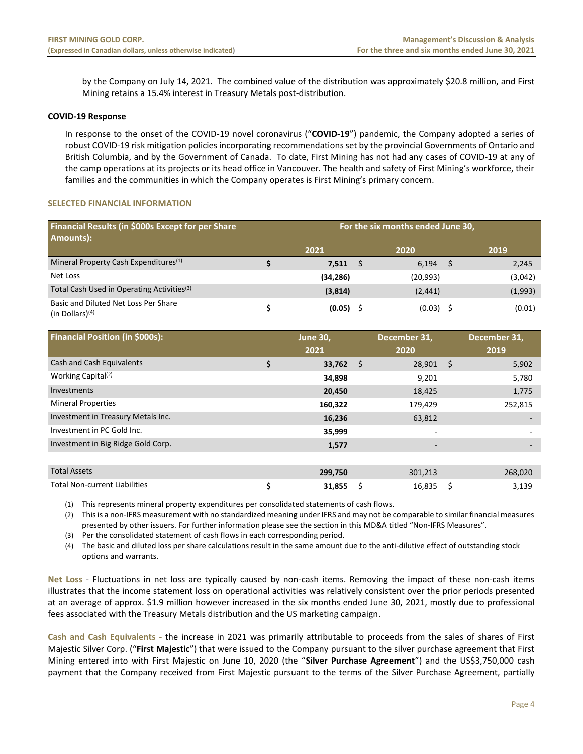by the Company on July 14, 2021. The combined value of the distribution was approximately $20.8 million, and First Mining retains a 15.4% interest in Treasury Metals post-distribution.

**COVID-19 Response**

In response to the onset of the COVID-19 novel coronavirus ("**COVID-19**") pandemic, the Company adopted a series of robust COVID-19 risk mitigation policies incorporating recommendations set by the provincial Governments of Ontario and British Columbia, and by the Government of Canada. To date, First Mining has not had any cases of COVID-19 at any of the camp operations at its projects or its head office in Vancouver. The health and safety of First Mining's workforce, their families and the communities in which the Company operates is First Mining's primary concern.

## SELECTED FINANCIAL INFORMATION

| Financial Results (in $000s Except for per Share Amounts): | For the six months ended June 30, | | |
|---|---|---|---|
| | **2021** | **2020** | **2019** |
| Mineral Property Cash Expenditures[(1)] | $ **7,511** | $ 6,194 | $ 2,245 |
| Net Loss | **(34,286)** | (20,993) | (3,042) |
| Total Cash Used in Operating Activities[(3)] | **(3,814)** | (2,441) | (1,993) |
| Basic and Diluted Net Loss Per Share (in Dollars)[(4)] | $ **(0.05)** | $ (0.03) | $ (0.01) |

| Financial Position (in $000s): | June 30, 2021 | December 31, 2020 | December 31, 2019 |
|---|---|---|---|
| Cash and Cash Equivalents | $ **33,762** | $ 28,901 | $ 5,902 |
| Working Capital[(2)] | **34,898** | 9,201 | 5,780 |
| Investments | **20,450** | 18,425 | 1,775 |
| Mineral Properties | **160,322** | 179,429 | 252,815 |
| Investment in Treasury Metals Inc. | **16,236** | 63,812 | - |
| Investment in PC Gold Inc. | **35,999** | - | - |
| Investment in Big Ridge Gold Corp. | **1,577** | - | - |
| | | | |
| Total Assets | **299,750** | 301,213 | 268,020 |
| Total Non-current Liabilities | $ **31,855** | $ 16,835 | $ 3,139 |

(1) This represents mineral property expenditures per consolidated statements of cash flows.
(2) This is a non-IFRS measurement with no standardized meaning under IFRS and may not be comparable to similar financial measures presented by other issuers. For further information please see the section in this MD&A titled "Non-IFRS Measures".
(3) Per the consolidated statement of cash flows in each corresponding period.
(4) The basic and diluted loss per share calculations result in the same amount due to the anti-dilutive effect of outstanding stock options and warrants.

**Net Loss** - Fluctuations in net loss are typically caused by non-cash items. Removing the impact of these non-cash items illustrates that the income statement loss on operational activities was relatively consistent over the prior periods presented at an average of approx. $1.9 million however increased in the six months ended June 30, 2021, mostly due to professional fees associated with the Treasury Metals distribution and the US marketing campaign.

**Cash and Cash Equivalents** - the increase in 2021 was primarily attributable to proceeds from the sales of shares of First Majestic Silver Corp. ("**First Majestic**") that were issued to the Company pursuant to the silver purchase agreement that First Mining entered into with First Majestic on June 10, 2020 (the "**Silver Purchase Agreement**") and the US$3,750,000 cash payment that the Company received from First Majestic pursuant to the terms of the Silver Purchase Agreement, partially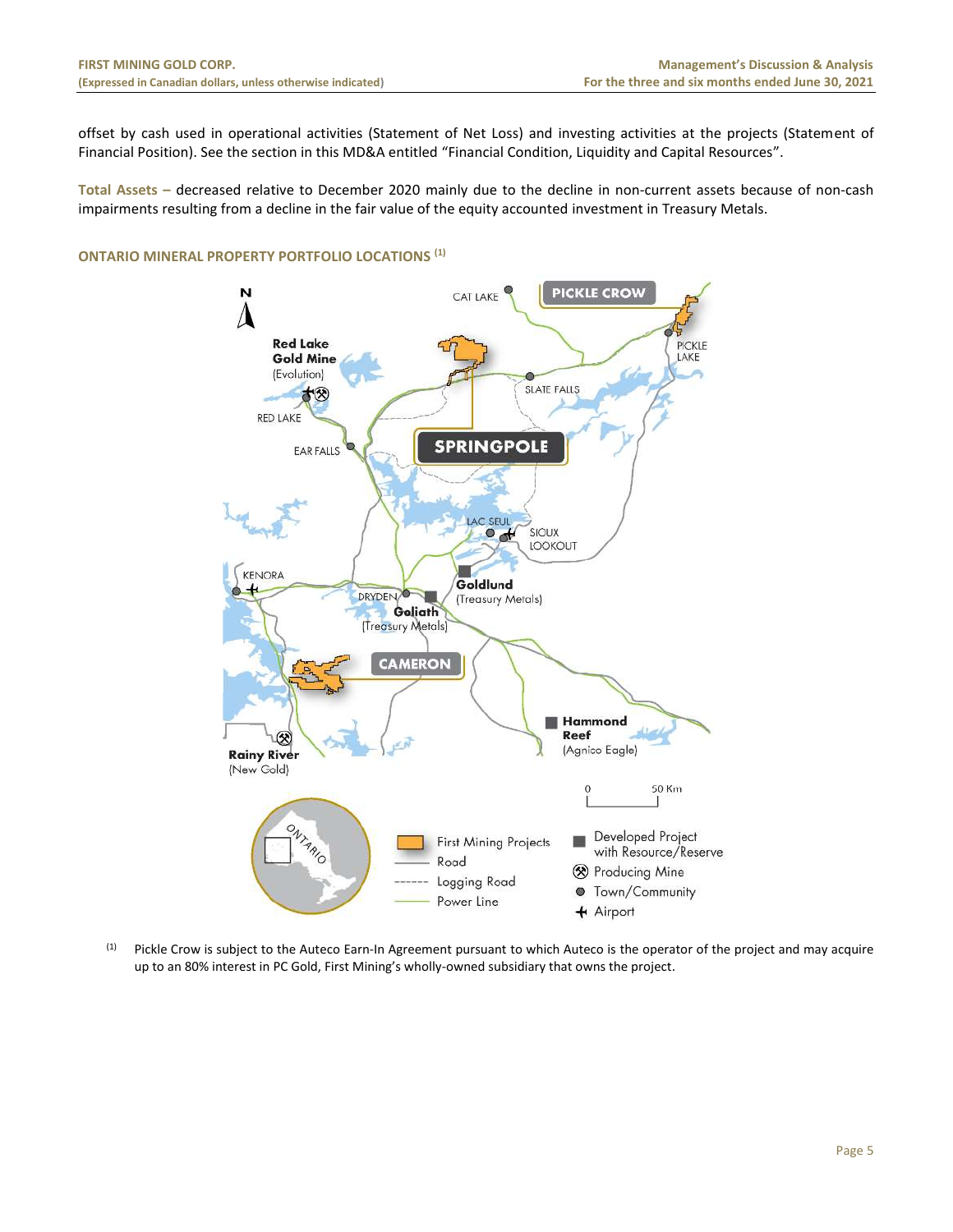offset by cash used in operational activities (Statement of Net Loss) and investing activities at the projects (Statement of Financial Position). See the section in this MD&A entitled "Financial Condition, Liquidity and Capital Resources".

**Total Assets –** decreased relative to December 2020 mainly due to the decline in non-current assets because of non-cash impairments resulting from a decline in the fair value of the equity accounted investment in Treasury Metals.

### ONTARIO MINERAL PROPERTY PORTFOLIO LOCATIONS [1]

[1] Pickle Crow is subject to the Auteco Earn-In Agreement pursuant to which Auteco is the operator of the project and may acquire up to an 80% interest in PC Gold, First Mining's wholly-owned subsidiary that owns the project.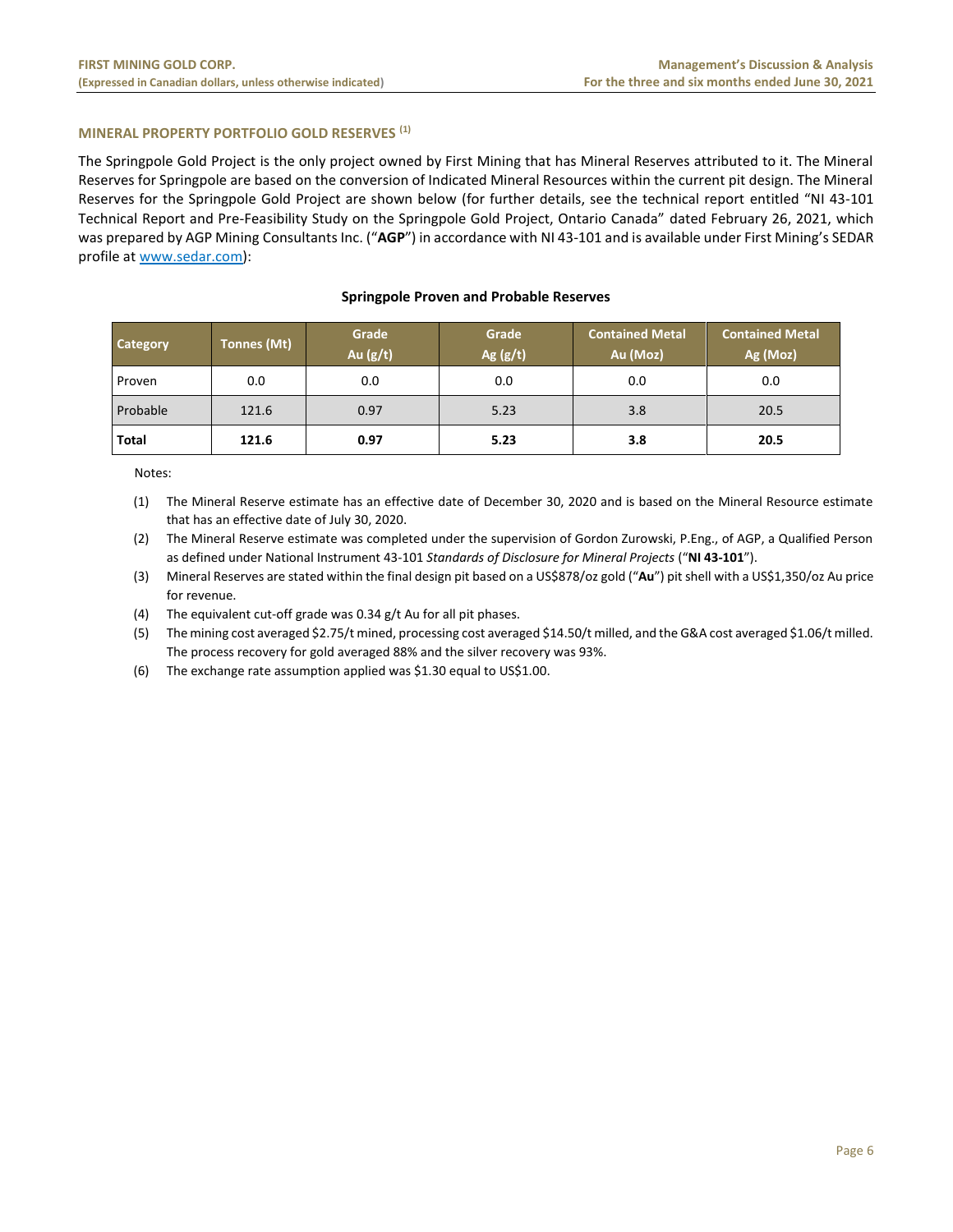## MINERAL PROPERTY PORTFOLIO GOLD RESERVES [1]

The Springpole Gold Project is the only project owned by First Mining that has Mineral Reserves attributed to it. The Mineral Reserves for Springpole are based on the conversion of Indicated Mineral Resources within the current pit design. The Mineral Reserves for the Springpole Gold Project are shown below (for further details, see the technical report entitled "NI 43-101 Technical Report and Pre-Feasibility Study on the Springpole Gold Project, Ontario Canada" dated February 26, 2021, which was prepared by AGP Mining Consultants Inc. ("**AGP**") in accordance with NI 43-101 and is available under First Mining's SEDAR profile at www.sedar.com):

**Springpole Proven and Probable Reserves**

| Category | Tonnes (Mt) | Grade Au (g/t) | Grade Ag (g/t) | Contained Metal Au (Moz) | Contained Metal Ag (Moz) |
|---|---|---|---|---|---|
| Proven | 0.0 | 0.0 | 0.0 | 0.0 | 0.0 |
| Probable | 121.6 | 0.97 | 5.23 | 3.8 | 20.5 |
| **Total** | **121.6** | **0.97** | **5.23** | **3.8** | **20.5** |

Notes:

(1) The Mineral Reserve estimate has an effective date of December 30, 2020 and is based on the Mineral Resource estimate that has an effective date of July 30, 2020.

(2) The Mineral Reserve estimate was completed under the supervision of Gordon Zurowski, P.Eng., of AGP, a Qualified Person as defined under National Instrument 43-101 *Standards of Disclosure for Mineral Projects* ("**NI 43-101**").

(3) Mineral Reserves are stated within the final design pit based on a US$878/oz gold ("**Au**") pit shell with a US$1,350/oz Au price for revenue.

(4) The equivalent cut-off grade was 0.34 g/t Au for all pit phases.

(5) The mining cost averaged $2.75/t mined, processing cost averaged $14.50/t milled, and the G&A cost averaged $1.06/t milled. The process recovery for gold averaged 88% and the silver recovery was 93%.

(6) The exchange rate assumption applied was $1.30 equal to US$1.00.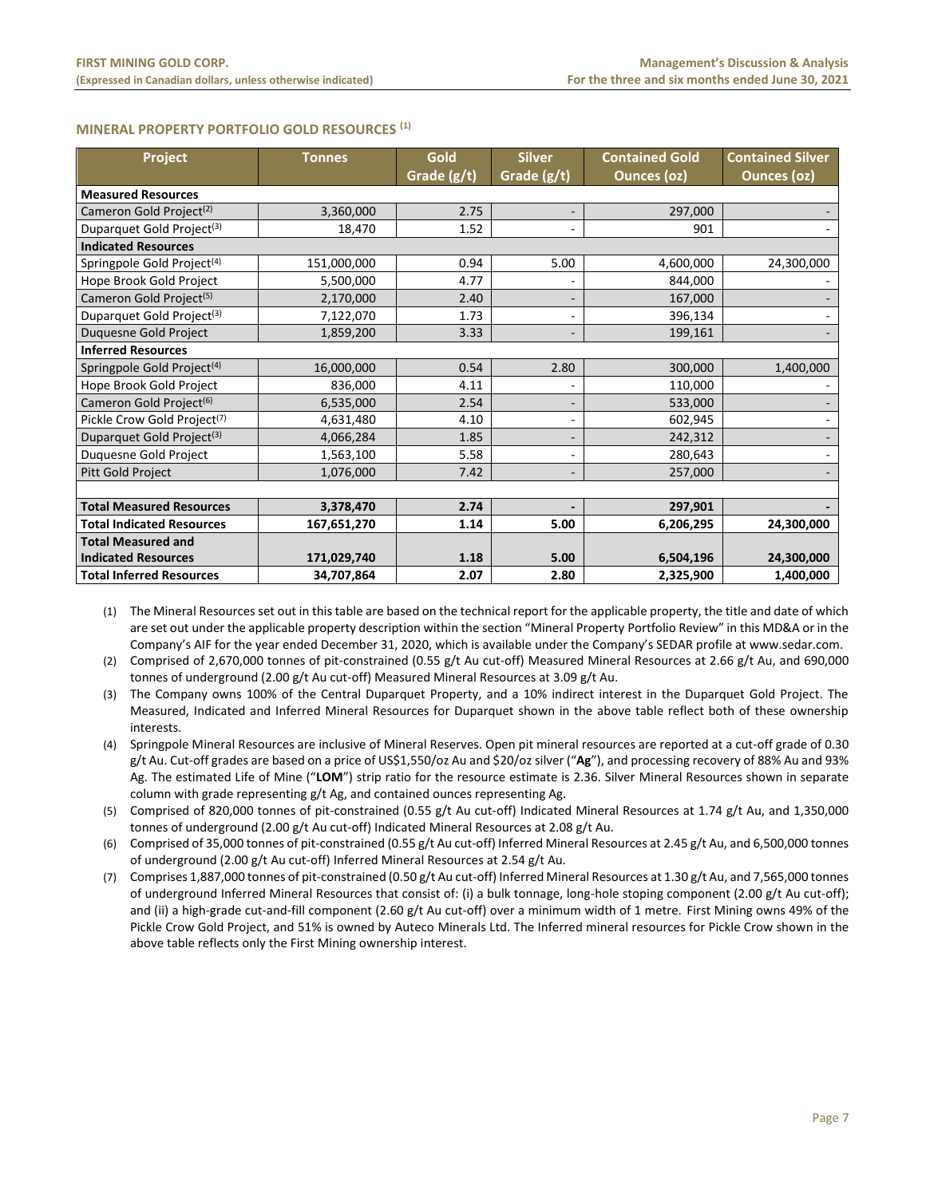## MINERAL PROPERTY PORTFOLIO GOLD RESOURCES (1)

| Project | Tonnes | Gold Grade (g/t) | Silver Grade (g/t) | Contained Gold Ounces (oz) | Contained Silver Ounces (oz) |
|---|---|---|---|---|---|
| **Measured Resources** | | | | | |
| Cameron Gold Project(2) | 3,360,000 | 2.75 | - | 297,000 | - |
| Duparquet Gold Project(3) | 18,470 | 1.52 | - | 901 | - |
| **Indicated Resources** | | | | | |
| Springpole Gold Project(4) | 151,000,000 | 0.94 | 5.00 | 4,600,000 | 24,300,000 |
| Hope Brook Gold Project | 5,500,000 | 4.77 | - | 844,000 | - |
| Cameron Gold Project(5) | 2,170,000 | 2.40 | - | 167,000 | - |
| Duparquet Gold Project(3) | 7,122,070 | 1.73 | - | 396,134 | - |
| Duquesne Gold Project | 1,859,200 | 3.33 | - | 199,161 | - |
| **Inferred Resources** | | | | | |
| Springpole Gold Project(4) | 16,000,000 | 0.54 | 2.80 | 300,000 | 1,400,000 |
| Hope Brook Gold Project | 836,000 | 4.11 | - | 110,000 | - |
| Cameron Gold Project(6) | 6,535,000 | 2.54 | - | 533,000 | - |
| Pickle Crow Gold Project(7) | 4,631,480 | 4.10 | - | 602,945 | - |
| Duparquet Gold Project(3) | 4,066,284 | 1.85 | - | 242,312 | - |
| Duquesne Gold Project | 1,563,100 | 5.58 | - | 280,643 | - |
| Pitt Gold Project | 1,076,000 | 7.42 | - | 257,000 | - |
| | | | | | |
| **Total Measured Resources** | **3,378,470** | **2.74** | **-** | **297,901** | **-** |
| **Total Indicated Resources** | **167,651,270** | **1.14** | **5.00** | **6,206,295** | **24,300,000** |
| **Total Measured and Indicated Resources** | **171,029,740** | **1.18** | **5.00** | **6,504,196** | **24,300,000** |
| **Total Inferred Resources** | **34,707,864** | **2.07** | **2.80** | **2,325,900** | **1,400,000** |

(1) The Mineral Resources set out in this table are based on the technical report for the applicable property, the title and date of which are set out under the applicable property description within the section "Mineral Property Portfolio Review" in this MD&A or in the Company's AIF for the year ended December 31, 2020, which is available under the Company's SEDAR profile at www.sedar.com.

(2) Comprised of 2,670,000 tonnes of pit-constrained (0.55 g/t Au cut-off) Measured Mineral Resources at 2.66 g/t Au, and 690,000 tonnes of underground (2.00 g/t Au cut-off) Measured Mineral Resources at 3.09 g/t Au.

(3) The Company owns 100% of the Central Duparquet Property, and a 10% indirect interest in the Duparquet Gold Project. The Measured, Indicated and Inferred Mineral Resources for Duparquet shown in the above table reflect both of these ownership interests.

(4) Springpole Mineral Resources are inclusive of Mineral Reserves. Open pit mineral resources are reported at a cut-off grade of 0.30 g/t Au. Cut-off grades are based on a price of US$1,550/oz Au and $20/oz silver ("**Ag**"), and processing recovery of 88% Au and 93% Ag. The estimated Life of Mine ("**LOM**") strip ratio for the resource estimate is 2.36. Silver Mineral Resources shown in separate column with grade representing g/t Ag, and contained ounces representing Ag.

(5) Comprised of 820,000 tonnes of pit-constrained (0.55 g/t Au cut-off) Indicated Mineral Resources at 1.74 g/t Au, and 1,350,000 tonnes of underground (2.00 g/t Au cut-off) Indicated Mineral Resources at 2.08 g/t Au.

(6) Comprised of 35,000 tonnes of pit-constrained (0.55 g/t Au cut-off) Inferred Mineral Resources at 2.45 g/t Au, and 6,500,000 tonnes of underground (2.00 g/t Au cut-off) Inferred Mineral Resources at 2.54 g/t Au.

(7) Comprises 1,887,000 tonnes of pit-constrained (0.50 g/t Au cut-off) Inferred Mineral Resources at 1.30 g/t Au, and 7,565,000 tonnes of underground Inferred Mineral Resources that consist of: (i) a bulk tonnage, long-hole stoping component (2.00 g/t Au cut-off); and (ii) a high-grade cut-and-fill component (2.60 g/t Au cut-off) over a minimum width of 1 metre. First Mining owns 49% of the Pickle Crow Gold Project, and 51% is owned by Auteco Minerals Ltd. The Inferred mineral resources for Pickle Crow shown in the above table reflects only the First Mining ownership interest.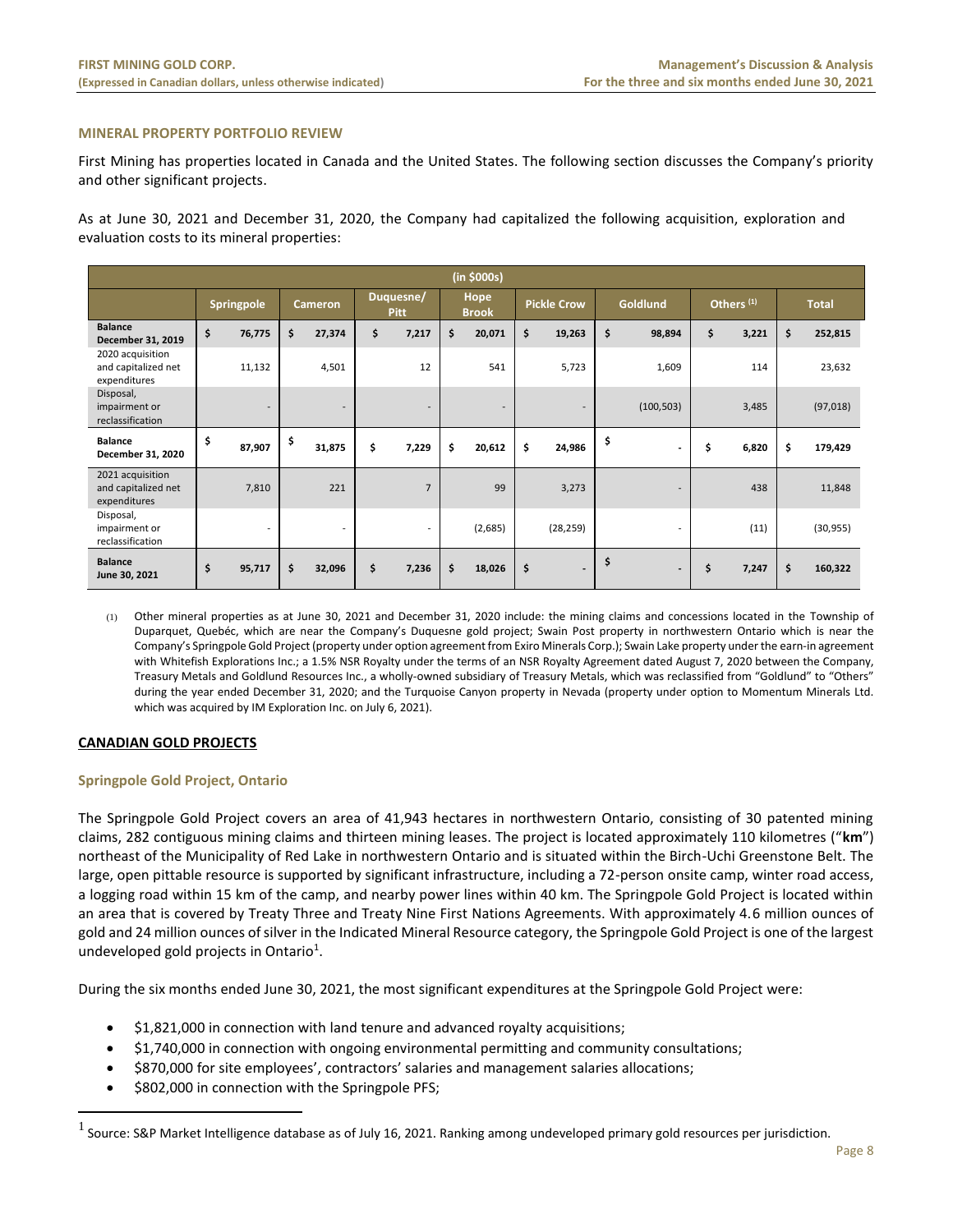## MINERAL PROPERTY PORTFOLIO REVIEW

First Mining has properties located in Canada and the United States. The following section discusses the Company's priority and other significant projects.

As at June 30, 2021 and December 31, 2020, the Company had capitalized the following acquisition, exploration and evaluation costs to its mineral properties:

| (in $000s) | | | | | | | | |
|---|---|---|---|---|---|---|---|---|
| | Springpole | Cameron | Duquesne/ Pitt | Hope Brook | Pickle Crow | Goldlund | Others (1) | Total |
| **Balance December 31, 2019** | $ 76,775 | $ 27,374 | $ 7,217 | $ 20,071 | $ 19,263 | $ 98,894 | $ 3,221 | $ 252,815 |
| 2020 acquisition and capitalized net expenditures | 11,132 | 4,501 | 12 | 541 | 5,723 | 1,609 | 114 | 23,632 |
| Disposal, impairment or reclassification | - | - | - | - | - | (100,503) | 3,485 | (97,018) |
| **Balance December 31, 2020** | $ 87,907 | $ 31,875 | $ 7,229 | $ 20,612 | $ 24,986 | $ - | $ 6,820 | $ 179,429 |
| 2021 acquisition and capitalized net expenditures | 7,810 | 221 | 7 | 99 | 3,273 | - | 438 | 11,848 |
| Disposal, impairment or reclassification | - | - | - | (2,685) | (28,259) | - | (11) | (30,955) |
| **Balance June 30, 2021** | $ 95,717 | $ 32,096 | $ 7,236 | $ 18,026 | $ - | $ - | $ 7,247 | $ 160,322 |

(1) Other mineral properties as at June 30, 2021 and December 31, 2020 include: the mining claims and concessions located in the Township of Duparquet, Quebéc, which are near the Company's Duquesne gold project; Swain Post property in northwestern Ontario which is near the Company's Springpole Gold Project (property under option agreement from Exiro Minerals Corp.); Swain Lake property under the earn-in agreement with Whitefish Explorations Inc.; a 1.5% NSR Royalty under the terms of an NSR Royalty Agreement dated August 7, 2020 between the Company, Treasury Metals and Goldlund Resources Inc., a wholly-owned subsidiary of Treasury Metals, which was reclassified from "Goldlund" to "Others" during the year ended December 31, 2020; and the Turquoise Canyon property in Nevada (property under option to Momentum Minerals Ltd. which was acquired by IM Exploration Inc. on July 6, 2021).

## CANADIAN GOLD PROJECTS

### Springpole Gold Project, Ontario

The Springpole Gold Project covers an area of 41,943 hectares in northwestern Ontario, consisting of 30 patented mining claims, 282 contiguous mining claims and thirteen mining leases. The project is located approximately 110 kilometres ("**km**") northeast of the Municipality of Red Lake in northwestern Ontario and is situated within the Birch-Uchi Greenstone Belt. The large, open pittable resource is supported by significant infrastructure, including a 72-person onsite camp, winter road access, a logging road within 15 km of the camp, and nearby power lines within 40 km. The Springpole Gold Project is located within an area that is covered by Treaty Three and Treaty Nine First Nations Agreements. With approximately 4.6 million ounces of gold and 24 million ounces of silver in the Indicated Mineral Resource category, the Springpole Gold Project is one of the largest undeveloped gold projects in Ontario[1].

During the six months ended June 30, 2021, the most significant expenditures at the Springpole Gold Project were:

- $1,821,000 in connection with land tenure and advanced royalty acquisitions;
- $1,740,000 in connection with ongoing environmental permitting and community consultations;
- $870,000 for site employees', contractors' salaries and management salaries allocations;
- $802,000 in connection with the Springpole PFS;

[1] Source: S&P Market Intelligence database as of July 16, 2021. Ranking among undeveloped primary gold resources per jurisdiction.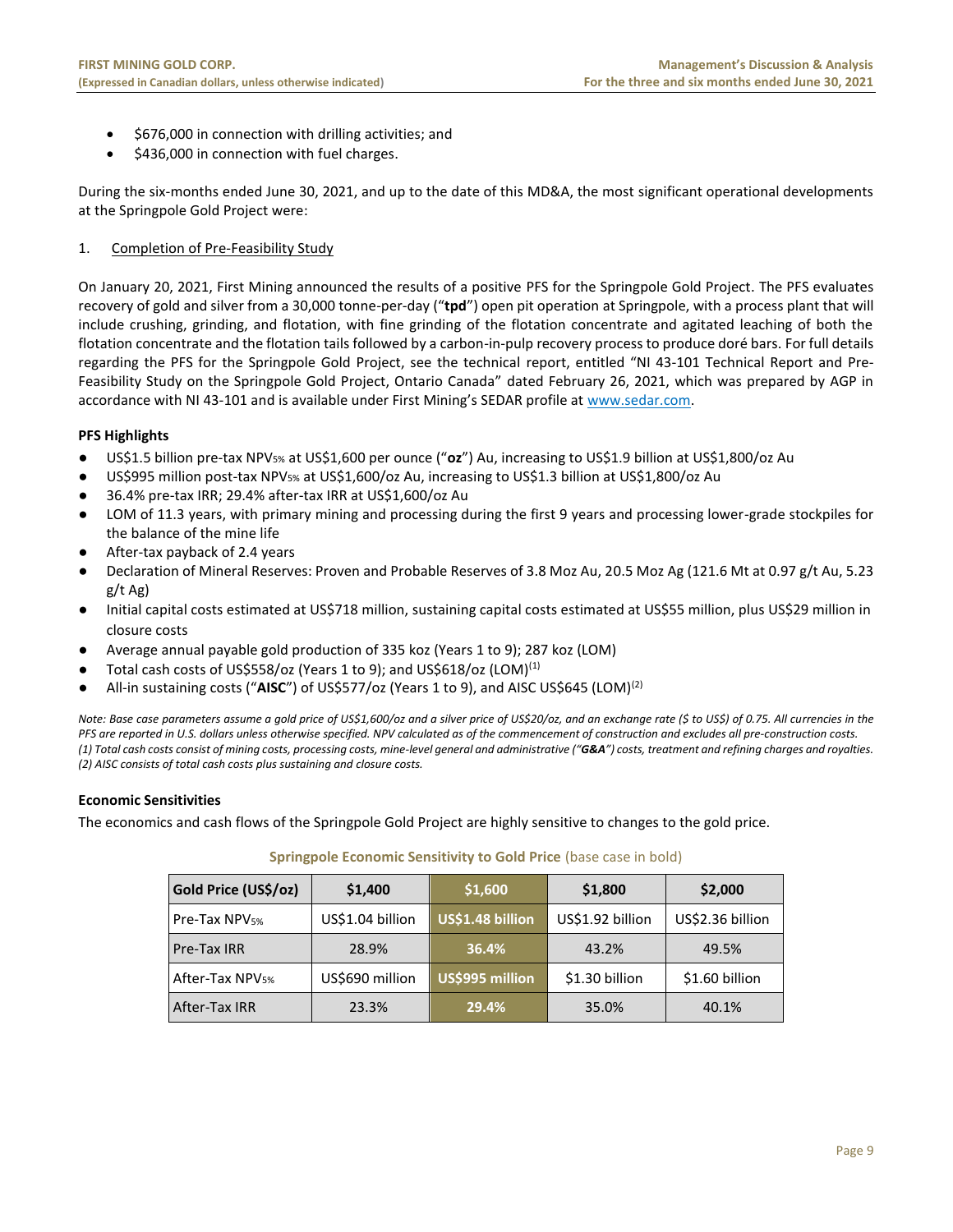- $676,000 in connection with drilling activities; and
- $436,000 in connection with fuel charges.

During the six-months ended June 30, 2021, and up to the date of this MD&A, the most significant operational developments at the Springpole Gold Project were:

1. Completion of Pre-Feasibility Study

On January 20, 2021, First Mining announced the results of a positive PFS for the Springpole Gold Project. The PFS evaluates recovery of gold and silver from a 30,000 tonne-per-day ("**tpd**") open pit operation at Springpole, with a process plant that will include crushing, grinding, and flotation, with fine grinding of the flotation concentrate and agitated leaching of both the flotation concentrate and the flotation tails followed by a carbon-in-pulp recovery process to produce doré bars. For full details regarding the PFS for the Springpole Gold Project, see the technical report, entitled "NI 43-101 Technical Report and Pre-Feasibility Study on the Springpole Gold Project, Ontario Canada" dated February 26, 2021, which was prepared by AGP in accordance with NI 43-101 and is available under First Mining's SEDAR profile at www.sedar.com.

**PFS Highlights**

- US$1.5 billion pre-tax $NPV_{5\%}$ at US$1,600 per ounce ("**oz**") Au, increasing to US$1.9 billion at US$1,800/oz Au
- US$995 million post-tax $NPV_{5\%}$ at US$1,600/oz Au, increasing to US$1.3 billion at US$1,800/oz Au
- 36.4% pre-tax IRR; 29.4% after-tax IRR at US$1,600/oz Au
- LOM of 11.3 years, with primary mining and processing during the first 9 years and processing lower-grade stockpiles for the balance of the mine life
- After-tax payback of 2.4 years
- Declaration of Mineral Reserves: Proven and Probable Reserves of 3.8 Moz Au, 20.5 Moz Ag (121.6 Mt at 0.97 g/t Au, 5.23 g/t Ag)
- Initial capital costs estimated at US$718 million, sustaining capital costs estimated at US$55 million, plus US$29 million in closure costs
- Average annual payable gold production of 335 koz (Years 1 to 9); 287 koz (LOM)
- Total cash costs of US$558/oz (Years 1 to 9); and US$618/oz (LOM)(1)
- All-in sustaining costs ("**AISC**") of US$577/oz (Years 1 to 9), and AISC US$645 (LOM)(2)

*Note: Base case parameters assume a gold price of US$1,600/oz and a silver price of US$20/oz, and an exchange rate ($ to US$) of 0.75. All currencies in the PFS are reported in U.S. dollars unless otherwise specified. NPV calculated as of the commencement of construction and excludes all pre-construction costs.*
*(1) Total cash costs consist of mining costs, processing costs, mine-level general and administrative ("**G&A**") costs, treatment and refining charges and royalties.*
*(2) AISC consists of total cash costs plus sustaining and closure costs.*

**Economic Sensitivities**

The economics and cash flows of the Springpole Gold Project are highly sensitive to changes to the gold price.

**Springpole Economic Sensitivity to Gold Price** (base case in bold)

| Gold Price (US$/oz) | $1,400 | **$1,600** | $1,800 | $2,000 |
|---|---|---|---|---|
| Pre-Tax $NPV_{5\%}$ | US$1.04 billion | **US$1.48 billion** | US$1.92 billion | US$2.36 billion |
| Pre-Tax IRR | 28.9% | **36.4%** | 43.2% | 49.5% |
| After-Tax $NPV_{5\%}$ | US$690 million | **US$995 million** | $1.30 billion | $1.60 billion |
| After-Tax IRR | 23.3% | **29.4%** | 35.0% | 40.1% |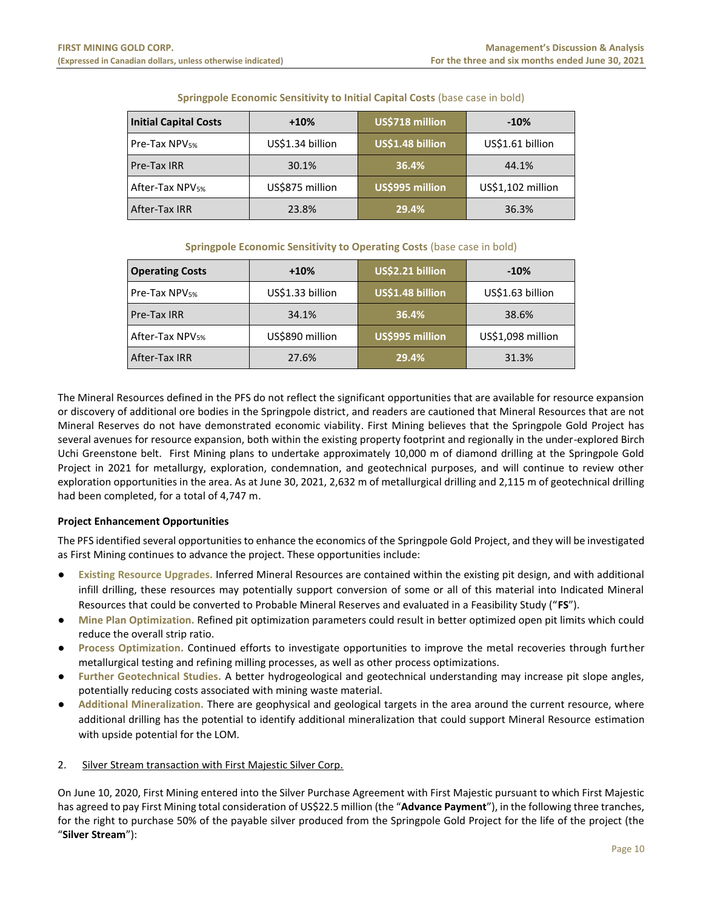**Springpole Economic Sensitivity to Initial Capital Costs** (base case in bold)

| Initial Capital Costs | +10% | **US$718 million** | -10% |
|---|---|---|---|
| Pre-Tax $NPV_{5\%}$ | US$1.34 billion | **US$1.48 billion** | US$1.61 billion |
| Pre-Tax IRR | 30.1% | **36.4%** | 44.1% |
| After-Tax $NPV_{5\%}$ | US$875 million | **US$995 million** | US$1,102 million |
| After-Tax IRR | 23.8% | **29.4%** | 36.3% |

**Springpole Economic Sensitivity to Operating Costs** (base case in bold)

| Operating Costs | +10% | **US$2.21 billion** | -10% |
|---|---|---|---|
| Pre-Tax $NPV_{5\%}$ | US$1.33 billion | **US$1.48 billion** | US$1.63 billion |
| Pre-Tax IRR | 34.1% | **36.4%** | 38.6% |
| After-Tax $NPV_{5\%}$ | US$890 million | **US$995 million** | US$1,098 million |
| After-Tax IRR | 27.6% | **29.4%** | 31.3% |

The Mineral Resources defined in the PFS do not reflect the significant opportunities that are available for resource expansion or discovery of additional ore bodies in the Springpole district, and readers are cautioned that Mineral Resources that are not Mineral Reserves do not have demonstrated economic viability. First Mining believes that the Springpole Gold Project has several avenues for resource expansion, both within the existing property footprint and regionally in the under-explored Birch Uchi Greenstone belt. First Mining plans to undertake approximately 10,000 m of diamond drilling at the Springpole Gold Project in 2021 for metallurgy, exploration, condemnation, and geotechnical purposes, and will continue to review other exploration opportunities in the area. As at June 30, 2021, 2,632 m of metallurgical drilling and 2,115 m of geotechnical drilling had been completed, for a total of 4,747 m.

**Project Enhancement Opportunities**

The PFS identified several opportunities to enhance the economics of the Springpole Gold Project, and they will be investigated as First Mining continues to advance the project. These opportunities include:

- **Existing Resource Upgrades.** Inferred Mineral Resources are contained within the existing pit design, and with additional infill drilling, these resources may potentially support conversion of some or all of this material into Indicated Mineral Resources that could be converted to Probable Mineral Reserves and evaluated in a Feasibility Study ("**FS**").
- **Mine Plan Optimization.** Refined pit optimization parameters could result in better optimized open pit limits which could reduce the overall strip ratio.
- **Process Optimization.** Continued efforts to investigate opportunities to improve the metal recoveries through further metallurgical testing and refining milling processes, as well as other process optimizations.
- **Further Geotechnical Studies.** A better hydrogeological and geotechnical understanding may increase pit slope angles, potentially reducing costs associated with mining waste material.
- **Additional Mineralization.** There are geophysical and geological targets in the area around the current resource, where additional drilling has the potential to identify additional mineralization that could support Mineral Resource estimation with upside potential for the LOM.

2. Silver Stream transaction with First Majestic Silver Corp.

On June 10, 2020, First Mining entered into the Silver Purchase Agreement with First Majestic pursuant to which First Majestic has agreed to pay First Mining total consideration of US$22.5 million (the "**Advance Payment**"), in the following three tranches, for the right to purchase 50% of the payable silver produced from the Springpole Gold Project for the life of the project (the "**Silver Stream**"):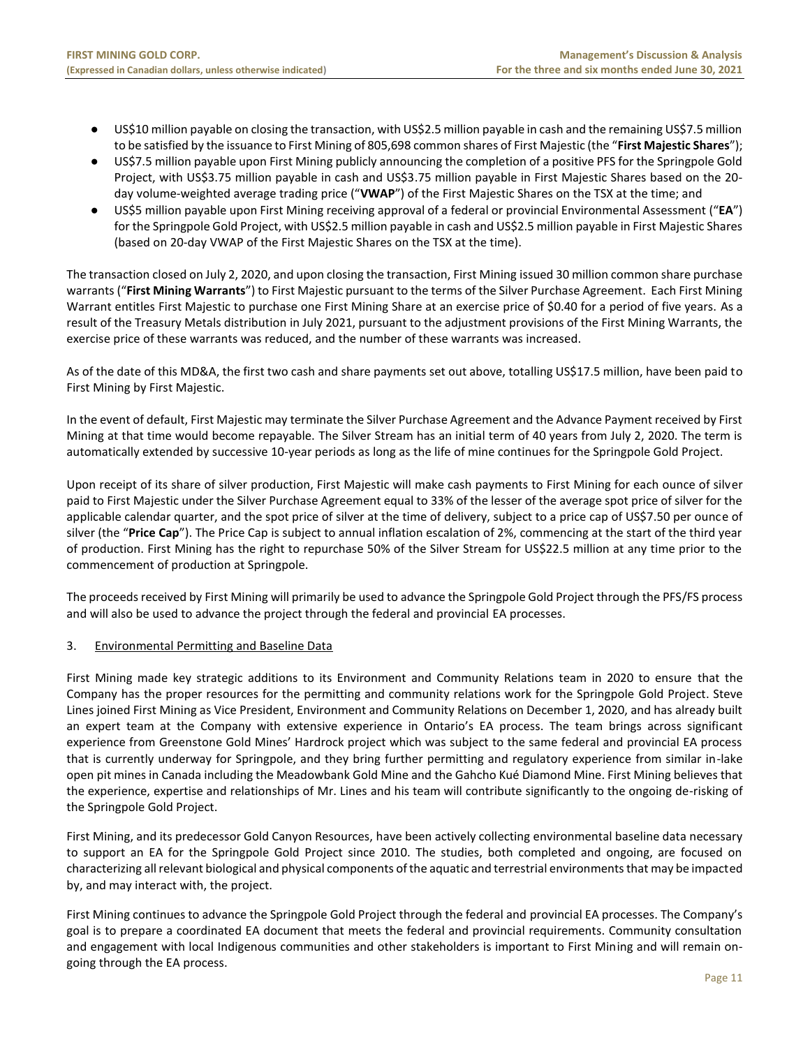- US$10 million payable on closing the transaction, with US$2.5 million payable in cash and the remaining US$7.5 million to be satisfied by the issuance to First Mining of 805,698 common shares of First Majestic (the "**First Majestic Shares**");
- US$7.5 million payable upon First Mining publicly announcing the completion of a positive PFS for the Springpole Gold Project, with US$3.75 million payable in cash and US$3.75 million payable in First Majestic Shares based on the 20-day volume-weighted average trading price ("**VWAP**") of the First Majestic Shares on the TSX at the time; and
- US$5 million payable upon First Mining receiving approval of a federal or provincial Environmental Assessment ("**EA**") for the Springpole Gold Project, with US$2.5 million payable in cash and US$2.5 million payable in First Majestic Shares (based on 20-day VWAP of the First Majestic Shares on the TSX at the time).

The transaction closed on July 2, 2020, and upon closing the transaction, First Mining issued 30 million common share purchase warrants ("**First Mining Warrants**") to First Majestic pursuant to the terms of the Silver Purchase Agreement. Each First Mining Warrant entitles First Majestic to purchase one First Mining Share at an exercise price of $0.40 for a period of five years. As a result of the Treasury Metals distribution in July 2021, pursuant to the adjustment provisions of the First Mining Warrants, the exercise price of these warrants was reduced, and the number of these warrants was increased.

As of the date of this MD&A, the first two cash and share payments set out above, totalling US$17.5 million, have been paid to First Mining by First Majestic.

In the event of default, First Majestic may terminate the Silver Purchase Agreement and the Advance Payment received by First Mining at that time would become repayable. The Silver Stream has an initial term of 40 years from July 2, 2020. The term is automatically extended by successive 10-year periods as long as the life of mine continues for the Springpole Gold Project.

Upon receipt of its share of silver production, First Majestic will make cash payments to First Mining for each ounce of silver paid to First Majestic under the Silver Purchase Agreement equal to 33% of the lesser of the average spot price of silver for the applicable calendar quarter, and the spot price of silver at the time of delivery, subject to a price cap of US$7.50 per ounce of silver (the "**Price Cap**"). The Price Cap is subject to annual inflation escalation of 2%, commencing at the start of the third year of production. First Mining has the right to repurchase 50% of the Silver Stream for US$22.5 million at any time prior to the commencement of production at Springpole.

The proceeds received by First Mining will primarily be used to advance the Springpole Gold Project through the PFS/FS process and will also be used to advance the project through the federal and provincial EA processes.

3. Environmental Permitting and Baseline Data

First Mining made key strategic additions to its Environment and Community Relations team in 2020 to ensure that the Company has the proper resources for the permitting and community relations work for the Springpole Gold Project. Steve Lines joined First Mining as Vice President, Environment and Community Relations on December 1, 2020, and has already built an expert team at the Company with extensive experience in Ontario's EA process. The team brings across significant experience from Greenstone Gold Mines' Hardrock project which was subject to the same federal and provincial EA process that is currently underway for Springpole, and they bring further permitting and regulatory experience from similar in-lake open pit mines in Canada including the Meadowbank Gold Mine and the Gahcho Kué Diamond Mine. First Mining believes that the experience, expertise and relationships of Mr. Lines and his team will contribute significantly to the ongoing de-risking of the Springpole Gold Project.

First Mining, and its predecessor Gold Canyon Resources, have been actively collecting environmental baseline data necessary to support an EA for the Springpole Gold Project since 2010. The studies, both completed and ongoing, are focused on characterizing all relevant biological and physical components of the aquatic and terrestrial environments that may be impacted by, and may interact with, the project.

First Mining continues to advance the Springpole Gold Project through the federal and provincial EA processes. The Company's goal is to prepare a coordinated EA document that meets the federal and provincial requirements. Community consultation and engagement with local Indigenous communities and other stakeholders is important to First Mining and will remain on-going through the EA process.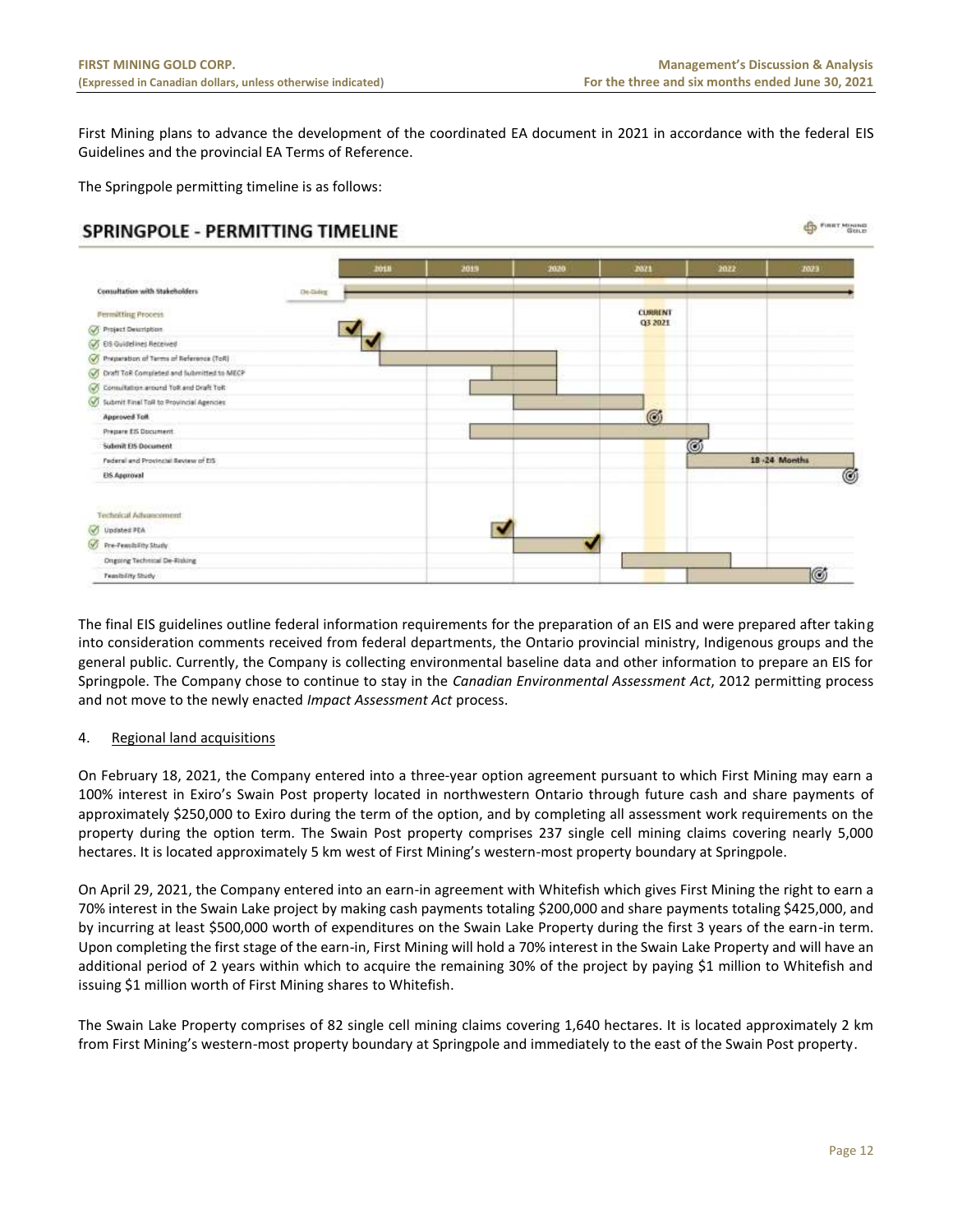First Mining plans to advance the development of the coordinated EA document in 2021 in accordance with the federal EIS Guidelines and the provincial EA Terms of Reference.

The Springpole permitting timeline is as follows:

## SPRINGPOLE - PERMITTING TIMELINE

CURRENT Q3 2021

| | 2018 | 2019 | 2020 | 2021 | 2022 | 2023 |
|---|---|---|---|---|---|---|
| **Consultation with Stakeholders** (On-Going) | ■ | ■ | ■ | ■ | ■ | ■ → |
| **Permitting Process** | | | | | | |
| ✓ Project Description | ✓ | | | | | |
| ✓ EIS Guidelines Received | ✓ | | | | | |
| ✓ Preparation of Terms of Reference (ToR) | ■ | ■ | ■ | | | |
| ✓ Draft ToR Completed and Submitted to MECP | | ■ | ■ | | | |
| ✓ Consultation around ToR and Draft ToR | | ■ | ■ | | | |
| ✓ Submit Final ToR to Provincial Agencies | | | ■ | ■ | | |
| Approved ToR | | | | ◎ | | |
| Prepare EIS Document | | ■ | ■ | ■ | ■ | |
| Submit EIS Document | | | | | ◎ | |
| Federal and Provincial Review of EIS | | | | | ■ | ■ 18 -24 Months |
| EIS Approval | | | | | | ◎ |
| **Technical Advancement** | | | | | | |
| ✓ Updated PEA | | ✓ | | | | |
| ✓ Pre-Feasibility Study | | | ■ ✓ | | | |
| Ongoing Technical De-Risking | | | | ■ | ■ | |
| Feasibility Study | | | | | ■ | ■ ◎ |

The final EIS guidelines outline federal information requirements for the preparation of an EIS and were prepared after taking into consideration comments received from federal departments, the Ontario provincial ministry, Indigenous groups and the general public. Currently, the Company is collecting environmental baseline data and other information to prepare an EIS for Springpole. The Company chose to continue to stay in the *Canadian Environmental Assessment Act*, 2012 permitting process and not move to the newly enacted *Impact Assessment Act* process.

4. Regional land acquisitions

On February 18, 2021, the Company entered into a three-year option agreement pursuant to which First Mining may earn a 100% interest in Exiro's Swain Post property located in northwestern Ontario through future cash and share payments of approximately $250,000 to Exiro during the term of the option, and by completing all assessment work requirements on the property during the option term. The Swain Post property comprises 237 single cell mining claims covering nearly 5,000 hectares. It is located approximately 5 km west of First Mining's western-most property boundary at Springpole.

On April 29, 2021, the Company entered into an earn-in agreement with Whitefish which gives First Mining the right to earn a 70% interest in the Swain Lake project by making cash payments totaling $200,000 and share payments totaling $425,000, and by incurring at least $500,000 worth of expenditures on the Swain Lake Property during the first 3 years of the earn-in term. Upon completing the first stage of the earn-in, First Mining will hold a 70% interest in the Swain Lake Property and will have an additional period of 2 years within which to acquire the remaining 30% of the project by paying $1 million to Whitefish and issuing $1 million worth of First Mining shares to Whitefish.

The Swain Lake Property comprises of 82 single cell mining claims covering 1,640 hectares. It is located approximately 2 km from First Mining's western-most property boundary at Springpole and immediately to the east of the Swain Post property.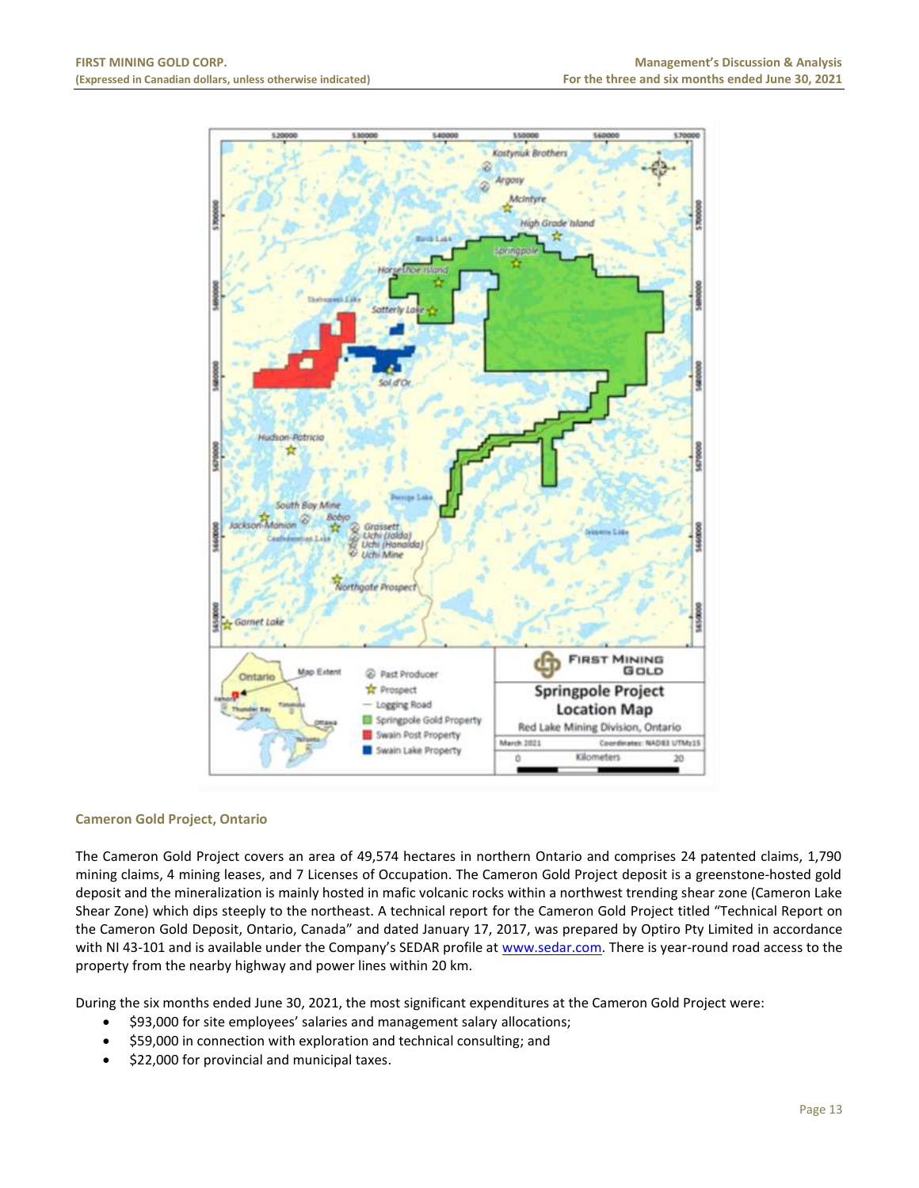## Cameron Gold Project, Ontario

The Cameron Gold Project covers an area of 49,574 hectares in northern Ontario and comprises 24 patented claims, 1,790 mining claims, 4 mining leases, and 7 Licenses of Occupation. The Cameron Gold Project deposit is a greenstone-hosted gold deposit and the mineralization is mainly hosted in mafic volcanic rocks within a northwest trending shear zone (Cameron Lake Shear Zone) which dips steeply to the northeast. A technical report for the Cameron Gold Project titled "Technical Report on the Cameron Gold Deposit, Ontario, Canada" and dated January 17, 2017, was prepared by Optiro Pty Limited in accordance with NI 43-101 and is available under the Company's SEDAR profile at www.sedar.com. There is year-round road access to the property from the nearby highway and power lines within 20 km.

During the six months ended June 30, 2021, the most significant expenditures at the Cameron Gold Project were:

- $93,000 for site employees' salaries and management salary allocations;
- $59,000 in connection with exploration and technical consulting; and
- $22,000 for provincial and municipal taxes.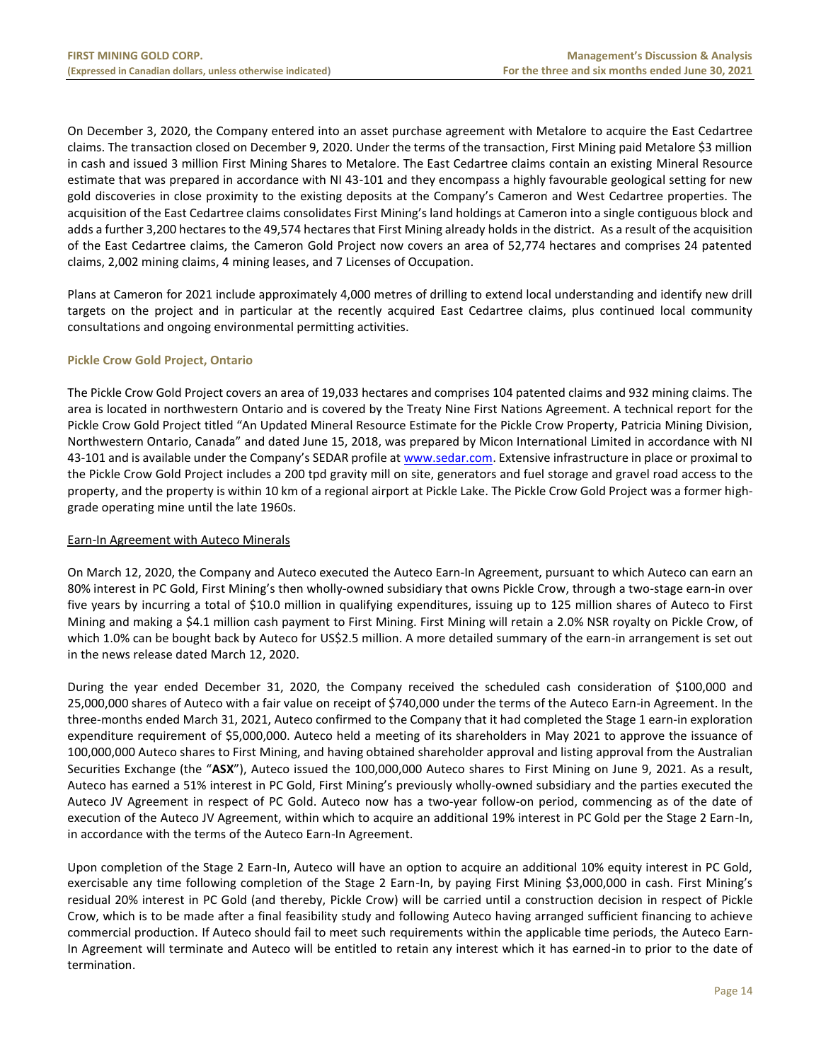On December 3, 2020, the Company entered into an asset purchase agreement with Metalore to acquire the East Cedartree claims. The transaction closed on December 9, 2020. Under the terms of the transaction, First Mining paid Metalore $3 million in cash and issued 3 million First Mining Shares to Metalore. The East Cedartree claims contain an existing Mineral Resource estimate that was prepared in accordance with NI 43-101 and they encompass a highly favourable geological setting for new gold discoveries in close proximity to the existing deposits at the Company's Cameron and West Cedartree properties. The acquisition of the East Cedartree claims consolidates First Mining's land holdings at Cameron into a single contiguous block and adds a further 3,200 hectares to the 49,574 hectares that First Mining already holds in the district. As a result of the acquisition of the East Cedartree claims, the Cameron Gold Project now covers an area of 52,774 hectares and comprises 24 patented claims, 2,002 mining claims, 4 mining leases, and 7 Licenses of Occupation.

Plans at Cameron for 2021 include approximately 4,000 metres of drilling to extend local understanding and identify new drill targets on the project and in particular at the recently acquired East Cedartree claims, plus continued local community consultations and ongoing environmental permitting activities.

### Pickle Crow Gold Project, Ontario

The Pickle Crow Gold Project covers an area of 19,033 hectares and comprises 104 patented claims and 932 mining claims. The area is located in northwestern Ontario and is covered by the Treaty Nine First Nations Agreement. A technical report for the Pickle Crow Gold Project titled "An Updated Mineral Resource Estimate for the Pickle Crow Property, Patricia Mining Division, Northwestern Ontario, Canada" and dated June 15, 2018, was prepared by Micon International Limited in accordance with NI 43-101 and is available under the Company's SEDAR profile at www.sedar.com. Extensive infrastructure in place or proximal to the Pickle Crow Gold Project includes a 200 tpd gravity mill on site, generators and fuel storage and gravel road access to the property, and the property is within 10 km of a regional airport at Pickle Lake. The Pickle Crow Gold Project was a former high-grade operating mine until the late 1960s.

#### Earn-In Agreement with Auteco Minerals

On March 12, 2020, the Company and Auteco executed the Auteco Earn-In Agreement, pursuant to which Auteco can earn an 80% interest in PC Gold, First Mining's then wholly-owned subsidiary that owns Pickle Crow, through a two-stage earn-in over five years by incurring a total of $10.0 million in qualifying expenditures, issuing up to 125 million shares of Auteco to First Mining and making a $4.1 million cash payment to First Mining. First Mining will retain a 2.0% NSR royalty on Pickle Crow, of which 1.0% can be bought back by Auteco for US$2.5 million. A more detailed summary of the earn-in arrangement is set out in the news release dated March 12, 2020.

During the year ended December 31, 2020, the Company received the scheduled cash consideration of $100,000 and 25,000,000 shares of Auteco with a fair value on receipt of $740,000 under the terms of the Auteco Earn-in Agreement. In the three-months ended March 31, 2021, Auteco confirmed to the Company that it had completed the Stage 1 earn-in exploration expenditure requirement of $5,000,000. Auteco held a meeting of its shareholders in May 2021 to approve the issuance of 100,000,000 Auteco shares to First Mining, and having obtained shareholder approval and listing approval from the Australian Securities Exchange (the "**ASX**"), Auteco issued the 100,000,000 Auteco shares to First Mining on June 9, 2021. As a result, Auteco has earned a 51% interest in PC Gold, First Mining's previously wholly-owned subsidiary and the parties executed the Auteco JV Agreement in respect of PC Gold. Auteco now has a two-year follow-on period, commencing as of the date of execution of the Auteco JV Agreement, within which to acquire an additional 19% interest in PC Gold per the Stage 2 Earn-In, in accordance with the terms of the Auteco Earn-In Agreement.

Upon completion of the Stage 2 Earn-In, Auteco will have an option to acquire an additional 10% equity interest in PC Gold, exercisable any time following completion of the Stage 2 Earn-In, by paying First Mining $3,000,000 in cash. First Mining's residual 20% interest in PC Gold (and thereby, Pickle Crow) will be carried until a construction decision in respect of Pickle Crow, which is to be made after a final feasibility study and following Auteco having arranged sufficient financing to achieve commercial production. If Auteco should fail to meet such requirements within the applicable time periods, the Auteco Earn-In Agreement will terminate and Auteco will be entitled to retain any interest which it has earned-in to prior to the date of termination.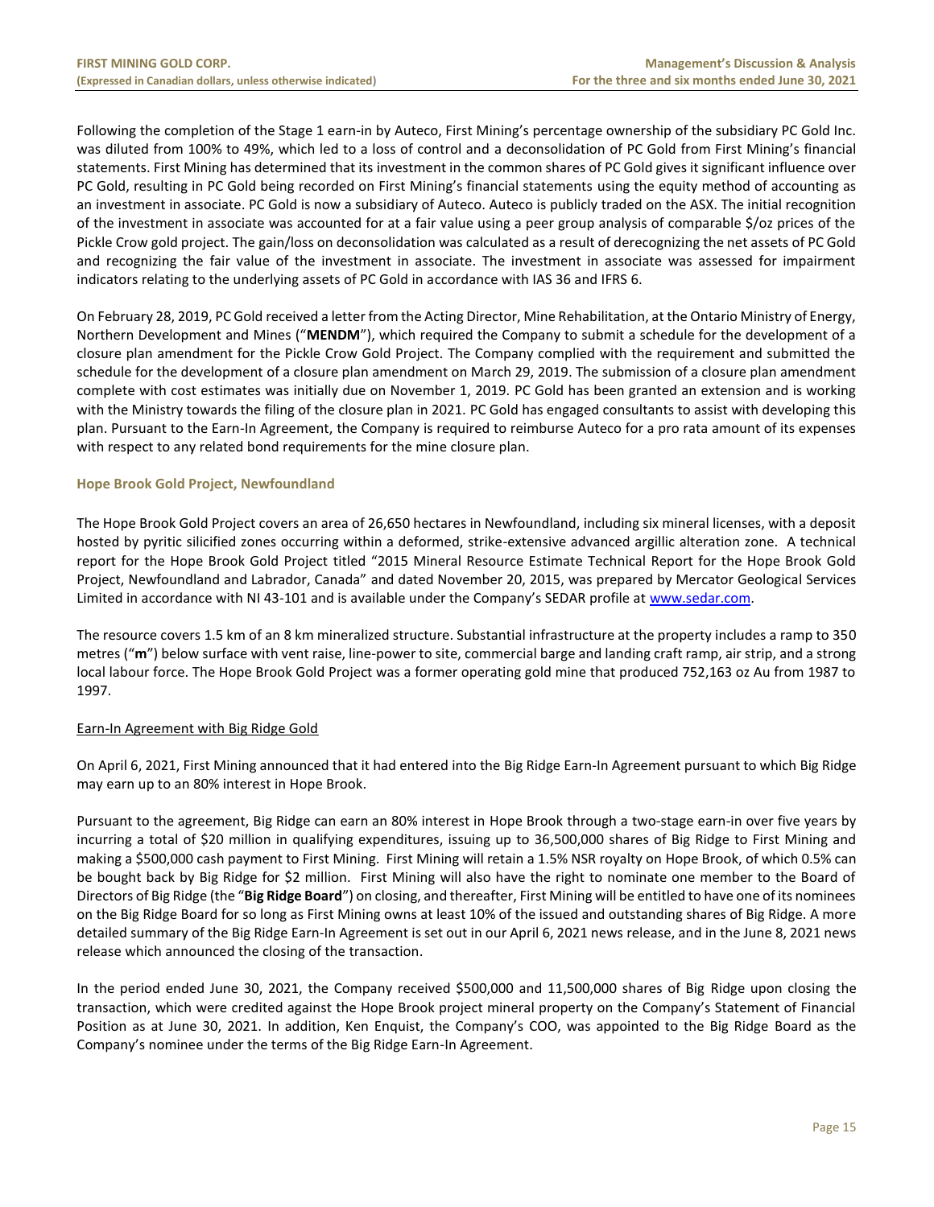Following the completion of the Stage 1 earn-in by Auteco, First Mining's percentage ownership of the subsidiary PC Gold Inc. was diluted from 100% to 49%, which led to a loss of control and a deconsolidation of PC Gold from First Mining's financial statements. First Mining has determined that its investment in the common shares of PC Gold gives it significant influence over PC Gold, resulting in PC Gold being recorded on First Mining's financial statements using the equity method of accounting as an investment in associate. PC Gold is now a subsidiary of Auteco. Auteco is publicly traded on the ASX. The initial recognition of the investment in associate was accounted for at a fair value using a peer group analysis of comparable $/oz prices of the Pickle Crow gold project. The gain/loss on deconsolidation was calculated as a result of derecognizing the net assets of PC Gold and recognizing the fair value of the investment in associate. The investment in associate was assessed for impairment indicators relating to the underlying assets of PC Gold in accordance with IAS 36 and IFRS 6.

On February 28, 2019, PC Gold received a letter from the Acting Director, Mine Rehabilitation, at the Ontario Ministry of Energy, Northern Development and Mines ("**MENDM**"), which required the Company to submit a schedule for the development of a closure plan amendment for the Pickle Crow Gold Project. The Company complied with the requirement and submitted the schedule for the development of a closure plan amendment on March 29, 2019. The submission of a closure plan amendment complete with cost estimates was initially due on November 1, 2019. PC Gold has been granted an extension and is working with the Ministry towards the filing of the closure plan in 2021. PC Gold has engaged consultants to assist with developing this plan. Pursuant to the Earn-In Agreement, the Company is required to reimburse Auteco for a pro rata amount of its expenses with respect to any related bond requirements for the mine closure plan.

### Hope Brook Gold Project, Newfoundland

The Hope Brook Gold Project covers an area of 26,650 hectares in Newfoundland, including six mineral licenses, with a deposit hosted by pyritic silicified zones occurring within a deformed, strike-extensive advanced argillic alteration zone. A technical report for the Hope Brook Gold Project titled "2015 Mineral Resource Estimate Technical Report for the Hope Brook Gold Project, Newfoundland and Labrador, Canada" and dated November 20, 2015, was prepared by Mercator Geological Services Limited in accordance with NI 43-101 and is available under the Company's SEDAR profile at www.sedar.com.

The resource covers 1.5 km of an 8 km mineralized structure. Substantial infrastructure at the property includes a ramp to 350 metres ("**m**") below surface with vent raise, line-power to site, commercial barge and landing craft ramp, air strip, and a strong local labour force. The Hope Brook Gold Project was a former operating gold mine that produced 752,163 oz Au from 1987 to 1997.

#### Earn-In Agreement with Big Ridge Gold

On April 6, 2021, First Mining announced that it had entered into the Big Ridge Earn-In Agreement pursuant to which Big Ridge may earn up to an 80% interest in Hope Brook.

Pursuant to the agreement, Big Ridge can earn an 80% interest in Hope Brook through a two-stage earn-in over five years by incurring a total of $20 million in qualifying expenditures, issuing up to 36,500,000 shares of Big Ridge to First Mining and making a $500,000 cash payment to First Mining. First Mining will retain a 1.5% NSR royalty on Hope Brook, of which 0.5% can be bought back by Big Ridge for $2 million. First Mining will also have the right to nominate one member to the Board of Directors of Big Ridge (the "**Big Ridge Board**") on closing, and thereafter, First Mining will be entitled to have one of its nominees on the Big Ridge Board for so long as First Mining owns at least 10% of the issued and outstanding shares of Big Ridge. A more detailed summary of the Big Ridge Earn-In Agreement is set out in our April 6, 2021 news release, and in the June 8, 2021 news release which announced the closing of the transaction.

In the period ended June 30, 2021, the Company received $500,000 and 11,500,000 shares of Big Ridge upon closing the transaction, which were credited against the Hope Brook project mineral property on the Company's Statement of Financial Position as at June 30, 2021. In addition, Ken Enquist, the Company's COO, was appointed to the Big Ridge Board as the Company's nominee under the terms of the Big Ridge Earn-In Agreement.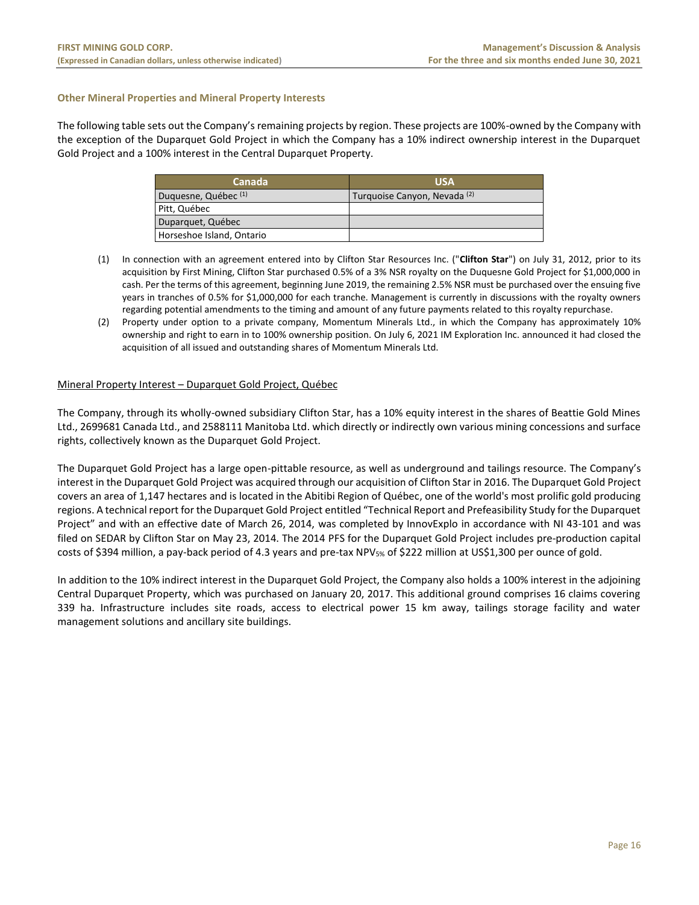### Other Mineral Properties and Mineral Property Interests

The following table sets out the Company's remaining projects by region. These projects are 100%-owned by the Company with the exception of the Duparquet Gold Project in which the Company has a 10% indirect ownership interest in the Duparquet Gold Project and a 100% interest in the Central Duparquet Property.

| Canada | USA |
|---|---|
| Duquesne, Québec [(1)] | Turquoise Canyon, Nevada [(2)] |
| Pitt, Québec | |
| Duparquet, Québec | |
| Horseshoe Island, Ontario | |

(1) In connection with an agreement entered into by Clifton Star Resources Inc. ("**Clifton Star**") on July 31, 2012, prior to its acquisition by First Mining, Clifton Star purchased 0.5% of a 3% NSR royalty on the Duquesne Gold Project for $1,000,000 in cash. Per the terms of this agreement, beginning June 2019, the remaining 2.5% NSR must be purchased over the ensuing five years in tranches of 0.5% for $1,000,000 for each tranche. Management is currently in discussions with the royalty owners regarding potential amendments to the timing and amount of any future payments related to this royalty repurchase.

(2) Property under option to a private company, Momentum Minerals Ltd., in which the Company has approximately 10% ownership and right to earn in to 100% ownership position. On July 6, 2021 IM Exploration Inc. announced it had closed the acquisition of all issued and outstanding shares of Momentum Minerals Ltd.

Mineral Property Interest – Duparquet Gold Project, Québec

The Company, through its wholly-owned subsidiary Clifton Star, has a 10% equity interest in the shares of Beattie Gold Mines Ltd., 2699681 Canada Ltd., and 2588111 Manitoba Ltd. which directly or indirectly own various mining concessions and surface rights, collectively known as the Duparquet Gold Project.

The Duparquet Gold Project has a large open-pittable resource, as well as underground and tailings resource. The Company's interest in the Duparquet Gold Project was acquired through our acquisition of Clifton Star in 2016. The Duparquet Gold Project covers an area of 1,147 hectares and is located in the Abitibi Region of Québec, one of the world's most prolific gold producing regions. A technical report for the Duparquet Gold Project entitled "Technical Report and Prefeasibility Study for the Duparquet Project" and with an effective date of March 26, 2014, was completed by InnovExplo in accordance with NI 43-101 and was filed on SEDAR by Clifton Star on May 23, 2014. The 2014 PFS for the Duparquet Gold Project includes pre-production capital costs of $394 million, a pay-back period of 4.3 years and pre-tax $NPV_{5\%}$ of $222 million at US$1,300 per ounce of gold.

In addition to the 10% indirect interest in the Duparquet Gold Project, the Company also holds a 100% interest in the adjoining Central Duparquet Property, which was purchased on January 20, 2017. This additional ground comprises 16 claims covering 339 ha. Infrastructure includes site roads, access to electrical power 15 km away, tailings storage facility and water management solutions and ancillary site buildings.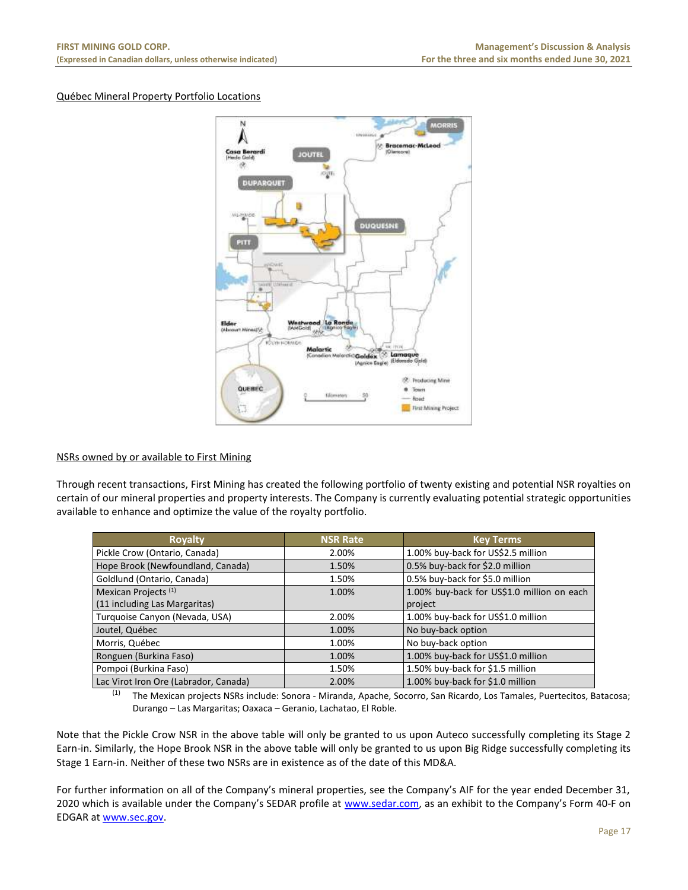Québec Mineral Property Portfolio Locations

NSRs owned by or available to First Mining

Through recent transactions, First Mining has created the following portfolio of twenty existing and potential NSR royalties on certain of our mineral properties and property interests. The Company is currently evaluating potential strategic opportunities available to enhance and optimize the value of the royalty portfolio.

| Royalty | NSR Rate | Key Terms |
|---|---|---|
| Pickle Crow (Ontario, Canada) | 2.00% | 1.00% buy-back for US$2.5 million |
| Hope Brook (Newfoundland, Canada) | 1.50% | 0.5% buy-back for $2.0 million |
| Goldlund (Ontario, Canada) | 1.50% | 0.5% buy-back for $5.0 million |
| Mexican Projects [(1)] (11 including Las Margaritas) | 1.00% | 1.00% buy-back for US$1.0 million on each project |
| Turquoise Canyon (Nevada, USA) | 2.00% | 1.00% buy-back for US$1.0 million |
| Joutel, Québec | 1.00% | No buy-back option |
| Morris, Québec | 1.00% | No buy-back option |
| Ronguen (Burkina Faso) | 1.00% | 1.00% buy-back for US$1.0 million |
| Pompoi (Burkina Faso) | 1.50% | 1.50% buy-back for $1.5 million |
| Lac Virot Iron Ore (Labrador, Canada) | 2.00% | 1.00% buy-back for $1.0 million |

(1) The Mexican projects NSRs include: Sonora - Miranda, Apache, Socorro, San Ricardo, Los Tamales, Puertecitos, Batacosa; Durango – Las Margaritas; Oaxaca – Geranio, Lachatao, El Roble.

Note that the Pickle Crow NSR in the above table will only be granted to us upon Auteco successfully completing its Stage 2 Earn-in. Similarly, the Hope Brook NSR in the above table will only be granted to us upon Big Ridge successfully completing its Stage 1 Earn-in. Neither of these two NSRs are in existence as of the date of this MD&A.

For further information on all of the Company's mineral properties, see the Company's AIF for the year ended December 31, 2020 which is available under the Company's SEDAR profile at www.sedar.com, as an exhibit to the Company's Form 40-F on EDGAR at www.sec.gov.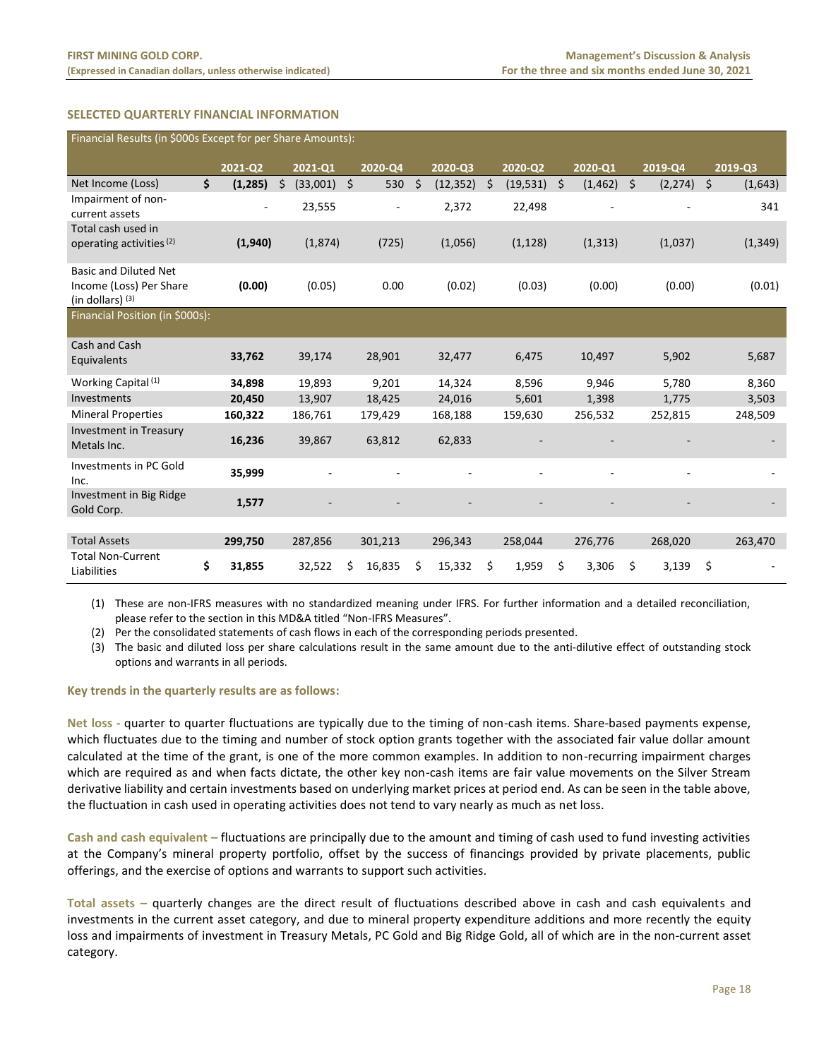## SELECTED QUARTERLY FINANCIAL INFORMATION

| Financial Results (in $000s Except for per Share Amounts): | 2021-Q2 | 2021-Q1 | 2020-Q4 | 2020-Q3 | 2020-Q2 | 2020-Q1 | 2019-Q4 | 2019-Q3 |
|---|---|---|---|---|---|---|---|---|
| Net Income (Loss) | $ **(1,285)** | $ (33,001) | $ 530 | $ (12,352) | $ (19,531) | $ (1,462) | $ (2,274) | $ (1,643) |
| Impairment of non-current assets | **-** | 23,555 | - | 2,372 | 22,498 | - | - | 341 |
| Total cash used in operating activities [(2)] | **(1,940)** | (1,874) | (725) | (1,056) | (1,128) | (1,313) | (1,037) | (1,349) |
| Basic and Diluted Net Income (Loss) Per Share (in dollars) [(3)] | **(0.00)** | (0.05) | 0.00 | (0.02) | (0.03) | (0.00) | (0.00) | (0.01) |
| **Financial Position (in $000s):** | | | | | | | | |
| Cash and Cash Equivalents | **33,762** | 39,174 | 28,901 | 32,477 | 6,475 | 10,497 | 5,902 | 5,687 |
| Working Capital [(1)] | **34,898** | 19,893 | 9,201 | 14,324 | 8,596 | 9,946 | 5,780 | 8,360 |
| Investments | **20,450** | 13,907 | 18,425 | 24,016 | 5,601 | 1,398 | 1,775 | 3,503 |
| Mineral Properties | **160,322** | 186,761 | 179,429 | 168,188 | 159,630 | 256,532 | 252,815 | 248,509 |
| Investment in Treasury Metals Inc. | **16,236** | 39,867 | 63,812 | 62,833 | - | - | - | - |
| Investments in PC Gold Inc. | **35,999** | - | - | - | - | - | - | - |
| Investment in Big Ridge Gold Corp. | **1,577** | - | - | - | - | - | - | - |
| Total Assets | **299,750** | 287,856 | 301,213 | 296,343 | 258,044 | 276,776 | 268,020 | 263,470 |
| Total Non-Current Liabilities | $ **31,855** | 32,522 | $ 16,835 | $ 15,332 | $ 1,959 | $ 3,306 | $ 3,139 | $ - |

(1) These are non-IFRS measures with no standardized meaning under IFRS. For further information and a detailed reconciliation, please refer to the section in this MD&A titled "Non-IFRS Measures".

(2) Per the consolidated statements of cash flows in each of the corresponding periods presented.

(3) The basic and diluted loss per share calculations result in the same amount due to the anti-dilutive effect of outstanding stock options and warrants in all periods.

### Key trends in the quarterly results are as follows:

**Net loss -** quarter to quarter fluctuations are typically due to the timing of non-cash items. Share-based payments expense, which fluctuates due to the timing and number of stock option grants together with the associated fair value dollar amount calculated at the time of the grant, is one of the more common examples. In addition to non-recurring impairment charges which are required as and when facts dictate, the other key non-cash items are fair value movements on the Silver Stream derivative liability and certain investments based on underlying market prices at period end. As can be seen in the table above, the fluctuation in cash used in operating activities does not tend to vary nearly as much as net loss.

**Cash and cash equivalent –** fluctuations are principally due to the amount and timing of cash used to fund investing activities at the Company's mineral property portfolio, offset by the success of financings provided by private placements, public offerings, and the exercise of options and warrants to support such activities.

**Total assets –** quarterly changes are the direct result of fluctuations described above in cash and cash equivalents and investments in the current asset category, and due to mineral property expenditure additions and more recently the equity loss and impairments of investment in Treasury Metals, PC Gold and Big Ridge Gold, all of which are in the non-current asset category.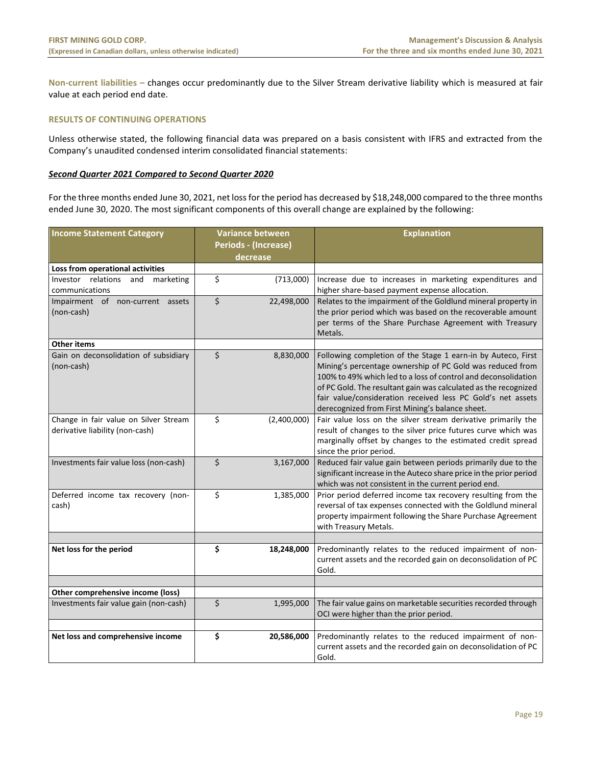**Non-current liabilities –** changes occur predominantly due to the Silver Stream derivative liability which is measured at fair value at each period end date.

## RESULTS OF CONTINUING OPERATIONS

Unless otherwise stated, the following financial data was prepared on a basis consistent with IFRS and extracted from the Company's unaudited condensed interim consolidated financial statements:

### ***Second Quarter 2021 Compared to Second Quarter 2020***

For the three months ended June 30, 2021, net loss for the period has decreased by $18,248,000 compared to the three months ended June 30, 2020. The most significant components of this overall change are explained by the following:

| Income Statement Category | Variance between Periods - (Increase) decrease | | Explanation |
|---|---|---|---|
| **Loss from operational activities** | | | |
| Investor relations and marketing communications | $ | (713,000) | Increase due to increases in marketing expenditures and higher share-based payment expense allocation. |
| Impairment of non-current assets (non-cash) | $ | 22,498,000 | Relates to the impairment of the Goldlund mineral property in the prior period which was based on the recoverable amount per terms of the Share Purchase Agreement with Treasury Metals. |
| **Other items** | | | |
| Gain on deconsolidation of subsidiary (non-cash) | $ | 8,830,000 | Following completion of the Stage 1 earn-in by Auteco, First Mining's percentage ownership of PC Gold was reduced from 100% to 49% which led to a loss of control and deconsolidation of PC Gold. The resultant gain was calculated as the recognized fair value/consideration received less PC Gold's net assets derecognized from First Mining's balance sheet. |
| Change in fair value on Silver Stream derivative liability (non-cash) | $ | (2,400,000) | Fair value loss on the silver stream derivative primarily the result of changes to the silver price futures curve which was marginally offset by changes to the estimated credit spread since the prior period. |
| Investments fair value loss (non-cash) | $ | 3,167,000 | Reduced fair value gain between periods primarily due to the significant increase in the Auteco share price in the prior period which was not consistent in the current period end. |
| Deferred income tax recovery (non-cash) | $ | 1,385,000 | Prior period deferred income tax recovery resulting from the reversal of tax expenses connected with the Goldlund mineral property impairment following the Share Purchase Agreement with Treasury Metals. |
| | | | |
| **Net loss for the period** | **$** | **18,248,000** | Predominantly relates to the reduced impairment of non-current assets and the recorded gain on deconsolidation of PC Gold. |
| | | | |
| **Other comprehensive income (loss)** | | | |
| Investments fair value gain (non-cash) | $ | 1,995,000 | The fair value gains on marketable securities recorded through OCI were higher than the prior period. |
| | | | |
| **Net loss and comprehensive income** | **$** | **20,586,000** | Predominantly relates to the reduced impairment of non-current assets and the recorded gain on deconsolidation of PC Gold. |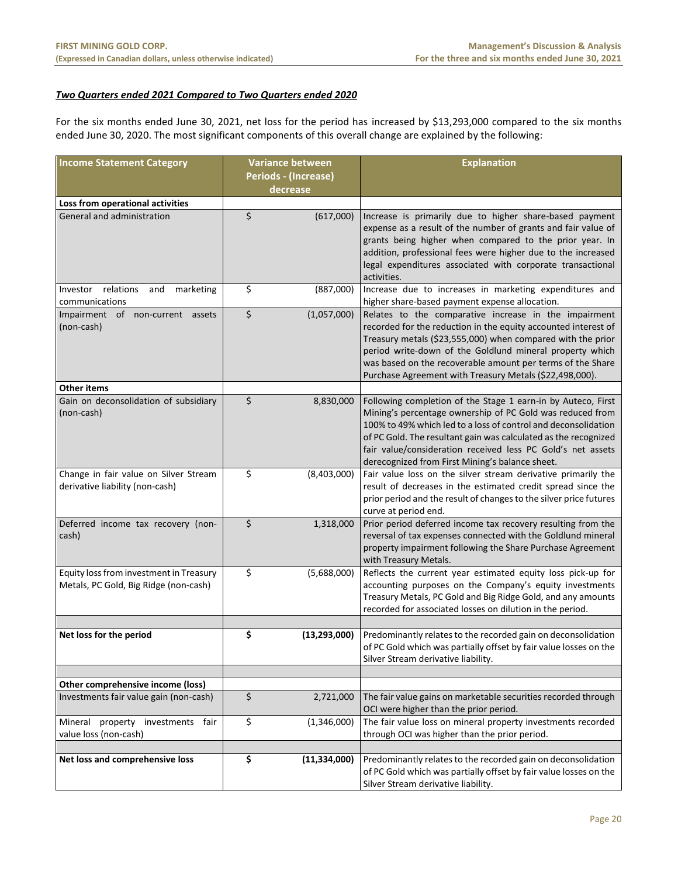***Two Quarters ended 2021 Compared to Two Quarters ended 2020***

For the six months ended June 30, 2021, net loss for the period has increased by $13,293,000 compared to the six months ended June 30, 2020. The most significant components of this overall change are explained by the following:

| Income Statement Category | Variance between Periods - (Increase) decrease | Explanation |
|---|---|---|
| **Loss from operational activities** | | |
| General and administration | $ (617,000) | Increase is primarily due to higher share-based payment expense as a result of the number of grants and fair value of grants being higher when compared to the prior year. In addition, professional fees were higher due to the increased legal expenditures associated with corporate transactional activities. |
| Investor relations and marketing communications | $ (887,000) | Increase due to increases in marketing expenditures and higher share-based payment expense allocation. |
| Impairment of non-current assets (non-cash) | $ (1,057,000) | Relates to the comparative increase in the impairment recorded for the reduction in the equity accounted interest of Treasury metals ($23,555,000) when compared with the prior period write-down of the Goldlund mineral property which was based on the recoverable amount per terms of the Share Purchase Agreement with Treasury Metals ($22,498,000). |
| **Other items** | | |
| Gain on deconsolidation of subsidiary (non-cash) | $ 8,830,000 | Following completion of the Stage 1 earn-in by Auteco, First Mining's percentage ownership of PC Gold was reduced from 100% to 49% which led to a loss of control and deconsolidation of PC Gold. The resultant gain was calculated as the recognized fair value/consideration received less PC Gold's net assets derecognized from First Mining's balance sheet. |
| Change in fair value on Silver Stream derivative liability (non-cash) | $ (8,403,000) | Fair value loss on the silver stream derivative primarily the result of decreases in the estimated credit spread since the prior period and the result of changes to the silver price futures curve at period end. |
| Deferred income tax recovery (non-cash) | $ 1,318,000 | Prior period deferred income tax recovery resulting from the reversal of tax expenses connected with the Goldlund mineral property impairment following the Share Purchase Agreement with Treasury Metals. |
| Equity loss from investment in Treasury Metals, PC Gold, Big Ridge (non-cash) | $ (5,688,000) | Reflects the current year estimated equity loss pick-up for accounting purposes on the Company's equity investments Treasury Metals, PC Gold and Big Ridge Gold, and any amounts recorded for associated losses on dilution in the period. |
| | | |
| **Net loss for the period** | **$ (13,293,000)** | Predominantly relates to the recorded gain on deconsolidation of PC Gold which was partially offset by fair value losses on the Silver Stream derivative liability. |
| | | |
| **Other comprehensive income (loss)** | | |
| Investments fair value gain (non-cash) | $ 2,721,000 | The fair value gains on marketable securities recorded through OCI were higher than the prior period. |
| Mineral property investments fair value loss (non-cash) | $ (1,346,000) | The fair value loss on mineral property investments recorded through OCI was higher than the prior period. |
| | | |
| **Net loss and comprehensive loss** | **$ (11,334,000)** | Predominantly relates to the recorded gain on deconsolidation of PC Gold which was partially offset by fair value losses on the Silver Stream derivative liability. |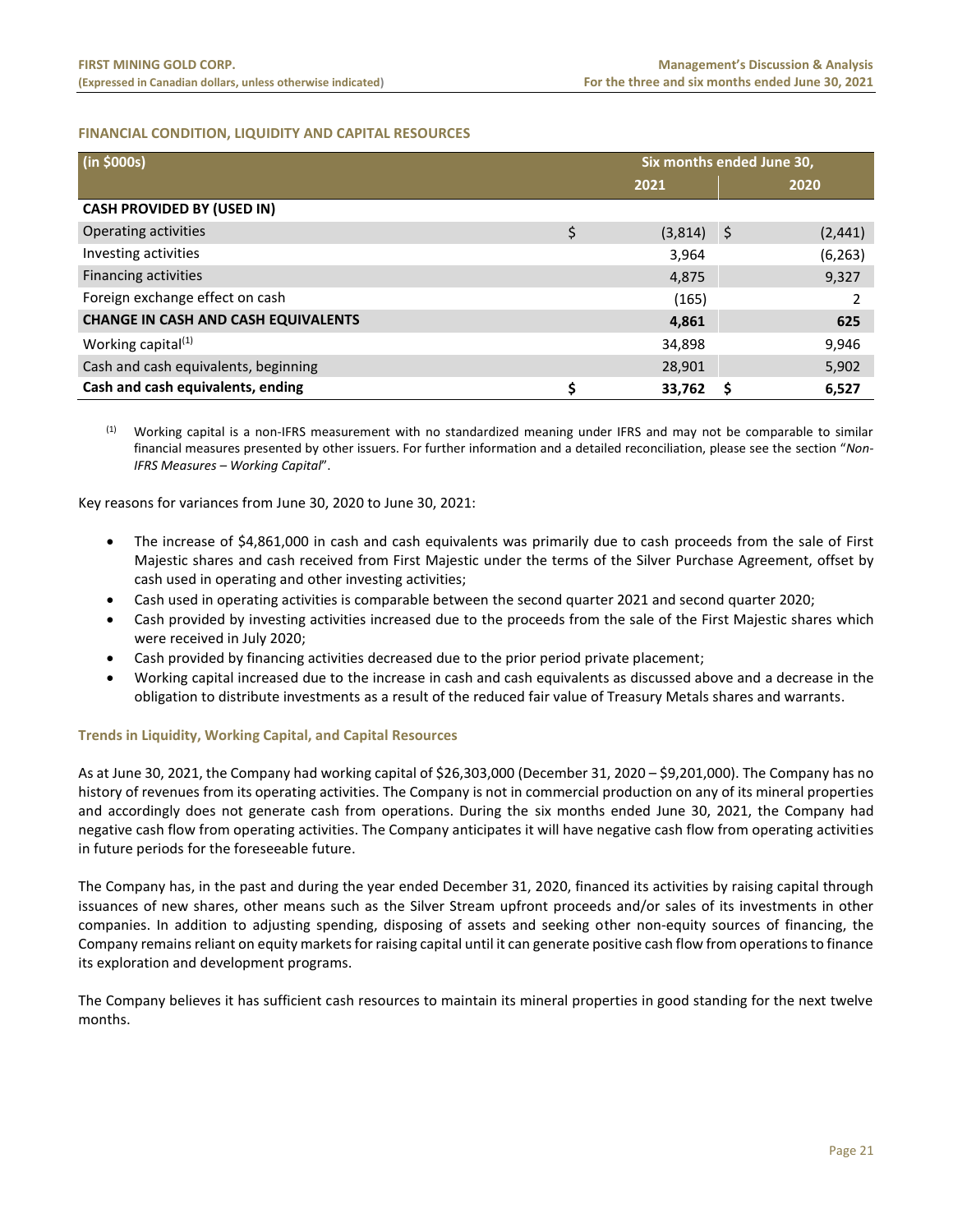## FINANCIAL CONDITION, LIQUIDITY AND CAPITAL RESOURCES

| (in $000s) | Six months ended June 30, 2021 | Six months ended June 30, 2020 |
|---|---|---|
| **CASH PROVIDED BY (USED IN)** | | |
| Operating activities | $ (3,814) | $ (2,441) |
| Investing activities | 3,964 | (6,263) |
| Financing activities | 4,875 | 9,327 |
| Foreign exchange effect on cash | (165) | 2 |
| **CHANGE IN CASH AND CASH EQUIVALENTS** | **4,861** | **625** |
| Working capital[(1)] | 34,898 | 9,946 |
| Cash and cash equivalents, beginning | 28,901 | 5,902 |
| **Cash and cash equivalents, ending** | **$ 33,762** | **$ 6,527** |

[(1)] Working capital is a non-IFRS measurement with no standardized meaning under IFRS and may not be comparable to similar financial measures presented by other issuers. For further information and a detailed reconciliation, please see the section "*Non-IFRS Measures – Working Capital*".

Key reasons for variances from June 30, 2020 to June 30, 2021:

- The increase of $4,861,000 in cash and cash equivalents was primarily due to cash proceeds from the sale of First Majestic shares and cash received from First Majestic under the terms of the Silver Purchase Agreement, offset by cash used in operating and other investing activities;
- Cash used in operating activities is comparable between the second quarter 2021 and second quarter 2020;
- Cash provided by investing activities increased due to the proceeds from the sale of the First Majestic shares which were received in July 2020;
- Cash provided by financing activities decreased due to the prior period private placement;
- Working capital increased due to the increase in cash and cash equivalents as discussed above and a decrease in the obligation to distribute investments as a result of the reduced fair value of Treasury Metals shares and warrants.

### Trends in Liquidity, Working Capital, and Capital Resources

As at June 30, 2021, the Company had working capital of $26,303,000 (December 31, 2020 – $9,201,000). The Company has no history of revenues from its operating activities. The Company is not in commercial production on any of its mineral properties and accordingly does not generate cash from operations. During the six months ended June 30, 2021, the Company had negative cash flow from operating activities. The Company anticipates it will have negative cash flow from operating activities in future periods for the foreseeable future.

The Company has, in the past and during the year ended December 31, 2020, financed its activities by raising capital through issuances of new shares, other means such as the Silver Stream upfront proceeds and/or sales of its investments in other companies. In addition to adjusting spending, disposing of assets and seeking other non-equity sources of financing, the Company remains reliant on equity markets for raising capital until it can generate positive cash flow from operations to finance its exploration and development programs.

The Company believes it has sufficient cash resources to maintain its mineral properties in good standing for the next twelve months.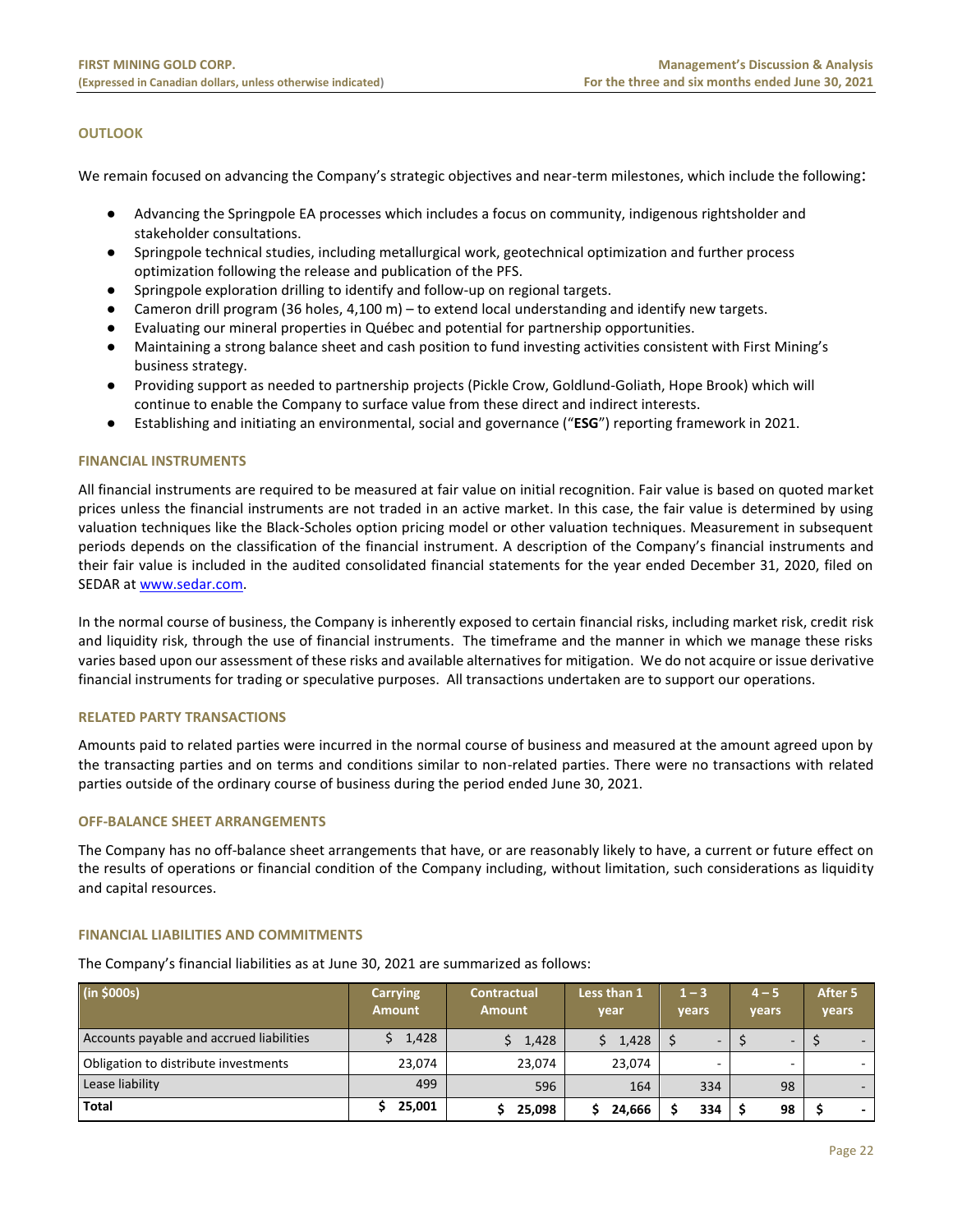## OUTLOOK

We remain focused on advancing the Company's strategic objectives and near-term milestones, which include the following:

- Advancing the Springpole EA processes which includes a focus on community, indigenous rightsholder and stakeholder consultations.
- Springpole technical studies, including metallurgical work, geotechnical optimization and further process optimization following the release and publication of the PFS.
- Springpole exploration drilling to identify and follow-up on regional targets.
- Cameron drill program (36 holes, 4,100 m) – to extend local understanding and identify new targets.
- Evaluating our mineral properties in Québec and potential for partnership opportunities.
- Maintaining a strong balance sheet and cash position to fund investing activities consistent with First Mining's business strategy.
- Providing support as needed to partnership projects (Pickle Crow, Goldlund-Goliath, Hope Brook) which will continue to enable the Company to surface value from these direct and indirect interests.
- Establishing and initiating an environmental, social and governance ("**ESG**") reporting framework in 2021.

## FINANCIAL INSTRUMENTS

All financial instruments are required to be measured at fair value on initial recognition. Fair value is based on quoted market prices unless the financial instruments are not traded in an active market. In this case, the fair value is determined by using valuation techniques like the Black-Scholes option pricing model or other valuation techniques. Measurement in subsequent periods depends on the classification of the financial instrument. A description of the Company's financial instruments and their fair value is included in the audited consolidated financial statements for the year ended December 31, 2020, filed on SEDAR at www.sedar.com.

In the normal course of business, the Company is inherently exposed to certain financial risks, including market risk, credit risk and liquidity risk, through the use of financial instruments. The timeframe and the manner in which we manage these risks varies based upon our assessment of these risks and available alternatives for mitigation. We do not acquire or issue derivative financial instruments for trading or speculative purposes. All transactions undertaken are to support our operations.

## RELATED PARTY TRANSACTIONS

Amounts paid to related parties were incurred in the normal course of business and measured at the amount agreed upon by the transacting parties and on terms and conditions similar to non-related parties. There were no transactions with related parties outside of the ordinary course of business during the period ended June 30, 2021.

## OFF-BALANCE SHEET ARRANGEMENTS

The Company has no off-balance sheet arrangements that have, or are reasonably likely to have, a current or future effect on the results of operations or financial condition of the Company including, without limitation, such considerations as liquidity and capital resources.

## FINANCIAL LIABILITIES AND COMMITMENTS

The Company's financial liabilities as at June 30, 2021 are summarized as follows:

| (in $000s) | Carrying Amount | Contractual Amount | Less than 1 year | 1 – 3 years | 4 – 5 years | After 5 years |
|---|---|---|---|---|---|---|
| Accounts payable and accrued liabilities | $ 1,428 | $ 1,428 | $ 1,428 | $ - | $ - | $ - |
| Obligation to distribute investments | 23,074 | 23,074 | 23,074 | - | - | - |
| Lease liability | 499 | 596 | 164 | 334 | 98 | - |
| **Total** | **$ 25,001** | **$ 25,098** | **$ 24,666** | **$ 334** | **$ 98** | **$ -** |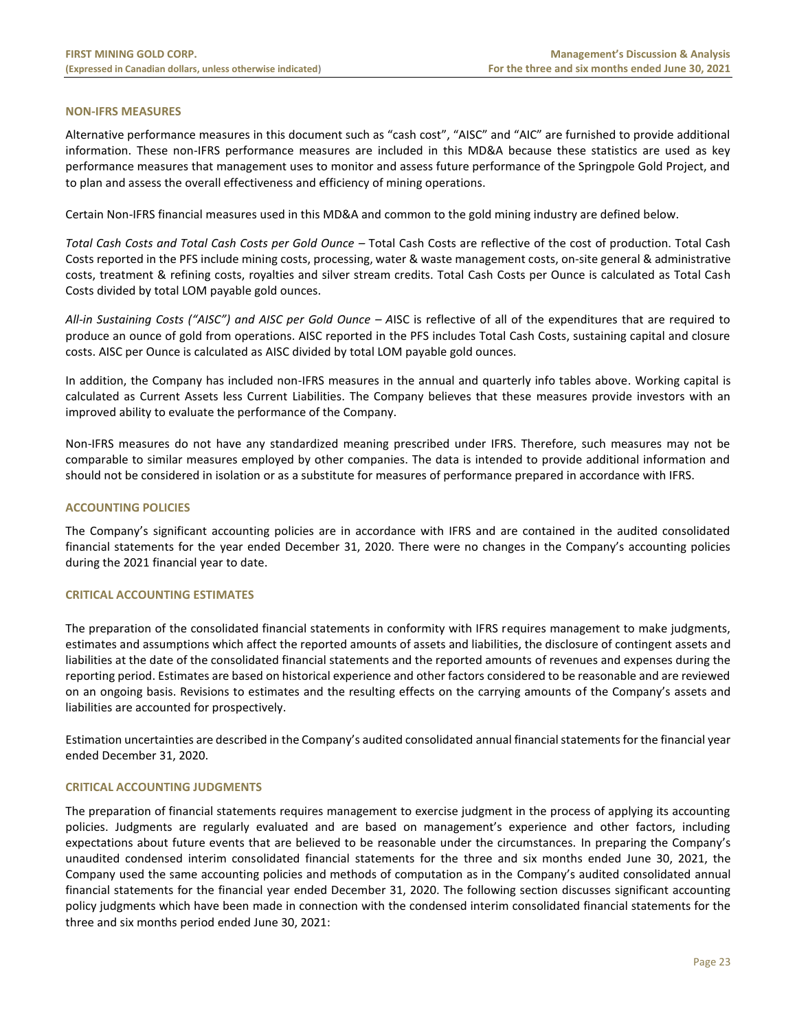## NON-IFRS MEASURES

Alternative performance measures in this document such as "cash cost", "AISC" and "AIC" are furnished to provide additional information. These non-IFRS performance measures are included in this MD&A because these statistics are used as key performance measures that management uses to monitor and assess future performance of the Springpole Gold Project, and to plan and assess the overall effectiveness and efficiency of mining operations.

Certain Non-IFRS financial measures used in this MD&A and common to the gold mining industry are defined below.

*Total Cash Costs and Total Cash Costs per Gold Ounce* – Total Cash Costs are reflective of the cost of production. Total Cash Costs reported in the PFS include mining costs, processing, water & waste management costs, on-site general & administrative costs, treatment & refining costs, royalties and silver stream credits. Total Cash Costs per Ounce is calculated as Total Cash Costs divided by total LOM payable gold ounces.

*All-in Sustaining Costs ("AISC") and AISC per Gold Ounce – A*ISC is reflective of all of the expenditures that are required to produce an ounce of gold from operations. AISC reported in the PFS includes Total Cash Costs, sustaining capital and closure costs. AISC per Ounce is calculated as AISC divided by total LOM payable gold ounces.

In addition, the Company has included non-IFRS measures in the annual and quarterly info tables above. Working capital is calculated as Current Assets less Current Liabilities. The Company believes that these measures provide investors with an improved ability to evaluate the performance of the Company.

Non-IFRS measures do not have any standardized meaning prescribed under IFRS. Therefore, such measures may not be comparable to similar measures employed by other companies. The data is intended to provide additional information and should not be considered in isolation or as a substitute for measures of performance prepared in accordance with IFRS.

## ACCOUNTING POLICIES

The Company's significant accounting policies are in accordance with IFRS and are contained in the audited consolidated financial statements for the year ended December 31, 2020. There were no changes in the Company's accounting policies during the 2021 financial year to date.

## CRITICAL ACCOUNTING ESTIMATES

The preparation of the consolidated financial statements in conformity with IFRS requires management to make judgments, estimates and assumptions which affect the reported amounts of assets and liabilities, the disclosure of contingent assets and liabilities at the date of the consolidated financial statements and the reported amounts of revenues and expenses during the reporting period. Estimates are based on historical experience and other factors considered to be reasonable and are reviewed on an ongoing basis. Revisions to estimates and the resulting effects on the carrying amounts of the Company's assets and liabilities are accounted for prospectively.

Estimation uncertainties are described in the Company's audited consolidated annual financial statements for the financial year ended December 31, 2020.

## CRITICAL ACCOUNTING JUDGMENTS

The preparation of financial statements requires management to exercise judgment in the process of applying its accounting policies. Judgments are regularly evaluated and are based on management's experience and other factors, including expectations about future events that are believed to be reasonable under the circumstances. In preparing the Company's unaudited condensed interim consolidated financial statements for the three and six months ended June 30, 2021, the Company used the same accounting policies and methods of computation as in the Company's audited consolidated annual financial statements for the financial year ended December 31, 2020. The following section discusses significant accounting policy judgments which have been made in connection with the condensed interim consolidated financial statements for the three and six months period ended June 30, 2021: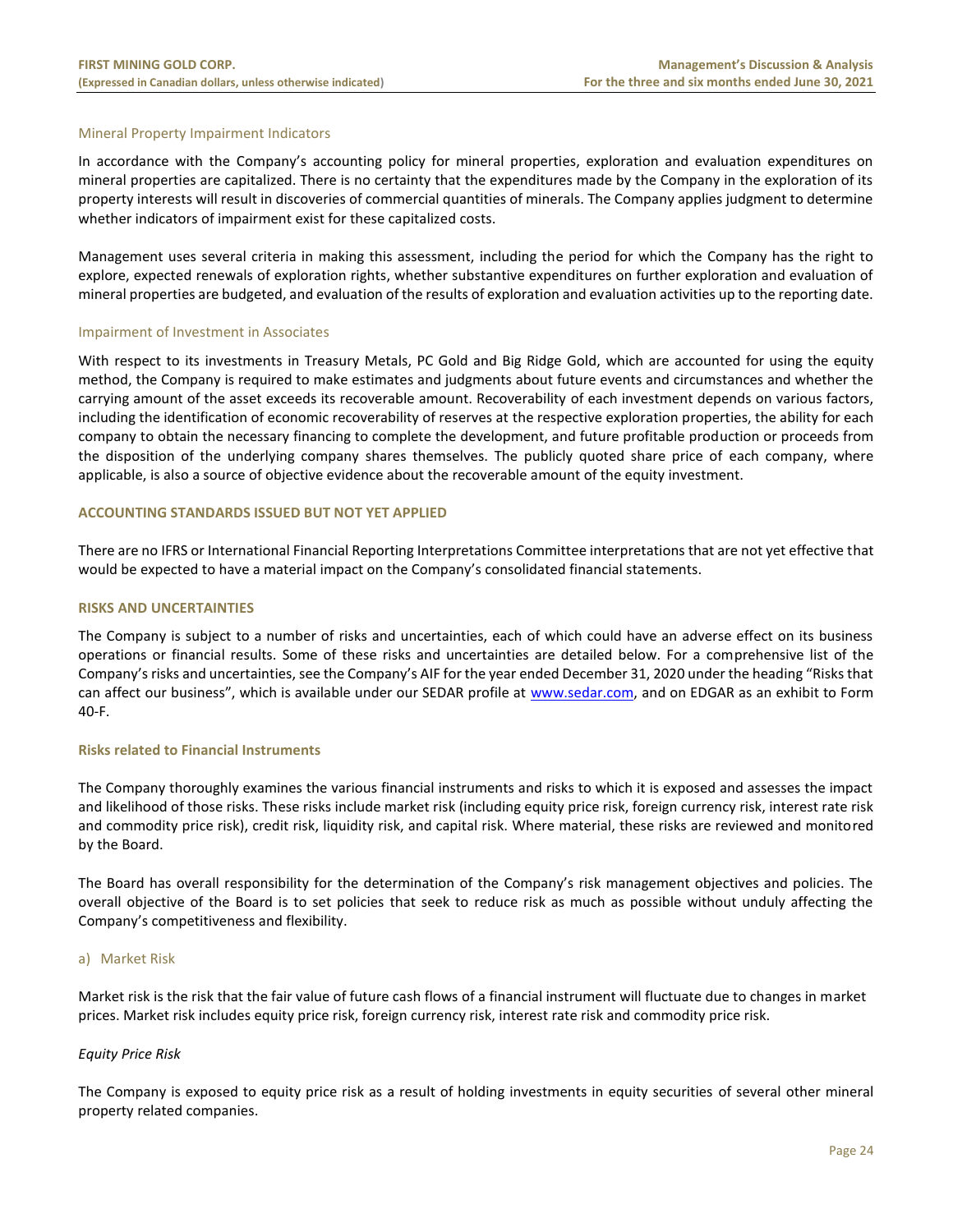### Mineral Property Impairment Indicators

In accordance with the Company's accounting policy for mineral properties, exploration and evaluation expenditures on mineral properties are capitalized. There is no certainty that the expenditures made by the Company in the exploration of its property interests will result in discoveries of commercial quantities of minerals. The Company applies judgment to determine whether indicators of impairment exist for these capitalized costs.

Management uses several criteria in making this assessment, including the period for which the Company has the right to explore, expected renewals of exploration rights, whether substantive expenditures on further exploration and evaluation of mineral properties are budgeted, and evaluation of the results of exploration and evaluation activities up to the reporting date.

### Impairment of Investment in Associates

With respect to its investments in Treasury Metals, PC Gold and Big Ridge Gold, which are accounted for using the equity method, the Company is required to make estimates and judgments about future events and circumstances and whether the carrying amount of the asset exceeds its recoverable amount. Recoverability of each investment depends on various factors, including the identification of economic recoverability of reserves at the respective exploration properties, the ability for each company to obtain the necessary financing to complete the development, and future profitable production or proceeds from the disposition of the underlying company shares themselves. The publicly quoted share price of each company, where applicable, is also a source of objective evidence about the recoverable amount of the equity investment.

## ACCOUNTING STANDARDS ISSUED BUT NOT YET APPLIED

There are no IFRS or International Financial Reporting Interpretations Committee interpretations that are not yet effective that would be expected to have a material impact on the Company's consolidated financial statements.

## RISKS AND UNCERTAINTIES

The Company is subject to a number of risks and uncertainties, each of which could have an adverse effect on its business operations or financial results. Some of these risks and uncertainties are detailed below. For a comprehensive list of the Company's risks and uncertainties, see the Company's AIF for the year ended December 31, 2020 under the heading "Risks that can affect our business", which is available under our SEDAR profile at www.sedar.com, and on EDGAR as an exhibit to Form 40-F.

### Risks related to Financial Instruments

The Company thoroughly examines the various financial instruments and risks to which it is exposed and assesses the impact and likelihood of those risks. These risks include market risk (including equity price risk, foreign currency risk, interest rate risk and commodity price risk), credit risk, liquidity risk, and capital risk. Where material, these risks are reviewed and monitored by the Board.

The Board has overall responsibility for the determination of the Company's risk management objectives and policies. The overall objective of the Board is to set policies that seek to reduce risk as much as possible without unduly affecting the Company's competitiveness and flexibility.

#### a) Market Risk

Market risk is the risk that the fair value of future cash flows of a financial instrument will fluctuate due to changes in market prices. Market risk includes equity price risk, foreign currency risk, interest rate risk and commodity price risk.

*Equity Price Risk*

The Company is exposed to equity price risk as a result of holding investments in equity securities of several other mineral property related companies.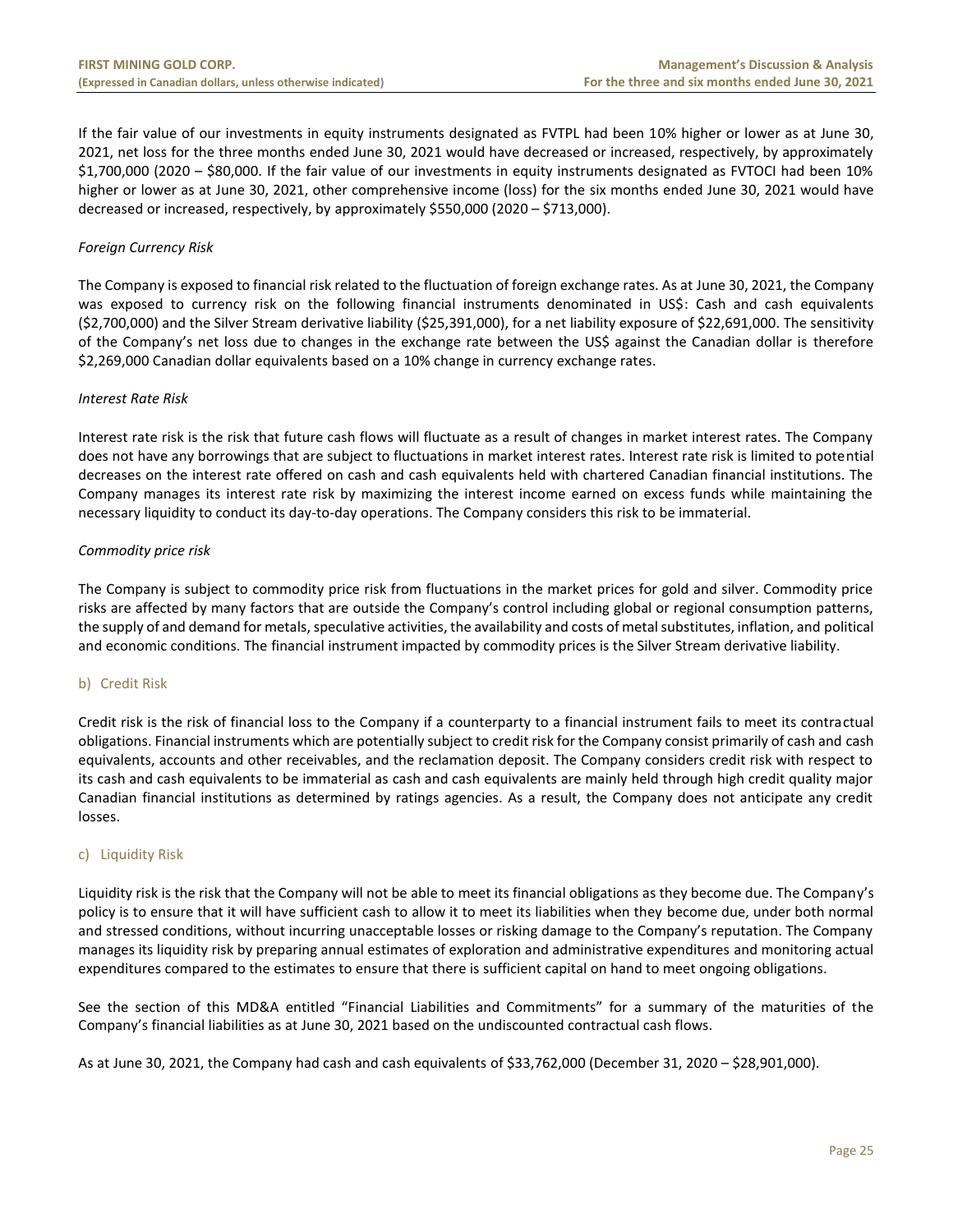If the fair value of our investments in equity instruments designated as FVTPL had been 10% higher or lower as at June 30, 2021, net loss for the three months ended June 30, 2021 would have decreased or increased, respectively, by approximately $1,700,000 (2020 – $80,000. If the fair value of our investments in equity instruments designated as FVTOCI had been 10% higher or lower as at June 30, 2021, other comprehensive income (loss) for the six months ended June 30, 2021 would have decreased or increased, respectively, by approximately $550,000 (2020 – $713,000).

*Foreign Currency Risk*

The Company is exposed to financial risk related to the fluctuation of foreign exchange rates. As at June 30, 2021, the Company was exposed to currency risk on the following financial instruments denominated in US$: Cash and cash equivalents ($2,700,000) and the Silver Stream derivative liability ($25,391,000), for a net liability exposure of $22,691,000. The sensitivity of the Company's net loss due to changes in the exchange rate between the US$ against the Canadian dollar is therefore $2,269,000 Canadian dollar equivalents based on a 10% change in currency exchange rates.

*Interest Rate Risk*

Interest rate risk is the risk that future cash flows will fluctuate as a result of changes in market interest rates. The Company does not have any borrowings that are subject to fluctuations in market interest rates. Interest rate risk is limited to potential decreases on the interest rate offered on cash and cash equivalents held with chartered Canadian financial institutions. The Company manages its interest rate risk by maximizing the interest income earned on excess funds while maintaining the necessary liquidity to conduct its day-to-day operations. The Company considers this risk to be immaterial.

*Commodity price risk*

The Company is subject to commodity price risk from fluctuations in the market prices for gold and silver. Commodity price risks are affected by many factors that are outside the Company's control including global or regional consumption patterns, the supply of and demand for metals, speculative activities, the availability and costs of metal substitutes, inflation, and political and economic conditions. The financial instrument impacted by commodity prices is the Silver Stream derivative liability.

### b) Credit Risk

Credit risk is the risk of financial loss to the Company if a counterparty to a financial instrument fails to meet its contractual obligations. Financial instruments which are potentially subject to credit risk for the Company consist primarily of cash and cash equivalents, accounts and other receivables, and the reclamation deposit. The Company considers credit risk with respect to its cash and cash equivalents to be immaterial as cash and cash equivalents are mainly held through high credit quality major Canadian financial institutions as determined by ratings agencies. As a result, the Company does not anticipate any credit losses.

### c) Liquidity Risk

Liquidity risk is the risk that the Company will not be able to meet its financial obligations as they become due. The Company's policy is to ensure that it will have sufficient cash to allow it to meet its liabilities when they become due, under both normal and stressed conditions, without incurring unacceptable losses or risking damage to the Company's reputation. The Company manages its liquidity risk by preparing annual estimates of exploration and administrative expenditures and monitoring actual expenditures compared to the estimates to ensure that there is sufficient capital on hand to meet ongoing obligations.

See the section of this MD&A entitled "Financial Liabilities and Commitments" for a summary of the maturities of the Company's financial liabilities as at June 30, 2021 based on the undiscounted contractual cash flows.

As at June 30, 2021, the Company had cash and cash equivalents of $33,762,000 (December 31, 2020 – $28,901,000).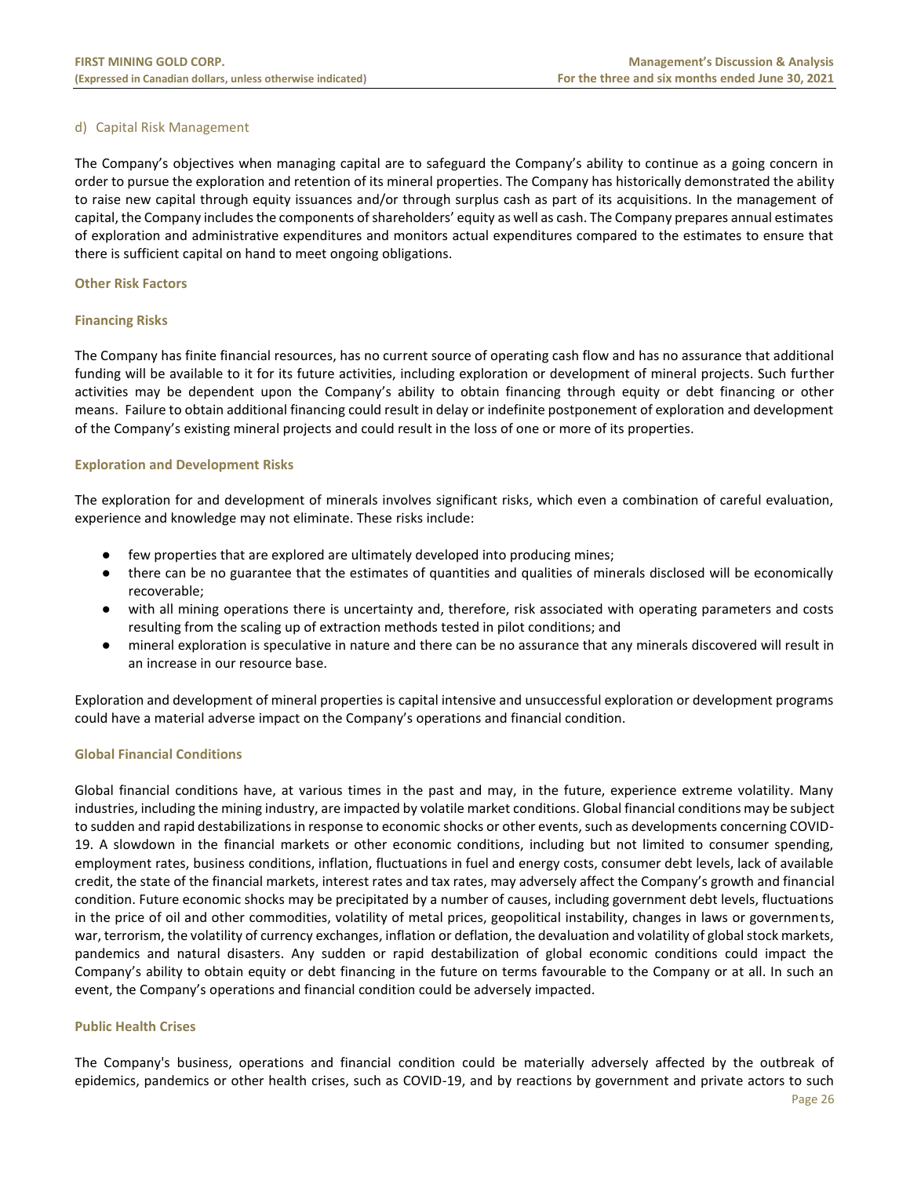### d) Capital Risk Management

The Company's objectives when managing capital are to safeguard the Company's ability to continue as a going concern in order to pursue the exploration and retention of its mineral properties. The Company has historically demonstrated the ability to raise new capital through equity issuances and/or through surplus cash as part of its acquisitions. In the management of capital, the Company includes the components of shareholders' equity as well as cash. The Company prepares annual estimates of exploration and administrative expenditures and monitors actual expenditures compared to the estimates to ensure that there is sufficient capital on hand to meet ongoing obligations.

## Other Risk Factors

### Financing Risks

The Company has finite financial resources, has no current source of operating cash flow and has no assurance that additional funding will be available to it for its future activities, including exploration or development of mineral projects. Such further activities may be dependent upon the Company's ability to obtain financing through equity or debt financing or other means. Failure to obtain additional financing could result in delay or indefinite postponement of exploration and development of the Company's existing mineral projects and could result in the loss of one or more of its properties.

### Exploration and Development Risks

The exploration for and development of minerals involves significant risks, which even a combination of careful evaluation, experience and knowledge may not eliminate. These risks include:

- few properties that are explored are ultimately developed into producing mines;
- there can be no guarantee that the estimates of quantities and qualities of minerals disclosed will be economically recoverable;
- with all mining operations there is uncertainty and, therefore, risk associated with operating parameters and costs resulting from the scaling up of extraction methods tested in pilot conditions; and
- mineral exploration is speculative in nature and there can be no assurance that any minerals discovered will result in an increase in our resource base.

Exploration and development of mineral properties is capital intensive and unsuccessful exploration or development programs could have a material adverse impact on the Company's operations and financial condition.

### Global Financial Conditions

Global financial conditions have, at various times in the past and may, in the future, experience extreme volatility. Many industries, including the mining industry, are impacted by volatile market conditions. Global financial conditions may be subject to sudden and rapid destabilizations in response to economic shocks or other events, such as developments concerning COVID-19. A slowdown in the financial markets or other economic conditions, including but not limited to consumer spending, employment rates, business conditions, inflation, fluctuations in fuel and energy costs, consumer debt levels, lack of available credit, the state of the financial markets, interest rates and tax rates, may adversely affect the Company's growth and financial condition. Future economic shocks may be precipitated by a number of causes, including government debt levels, fluctuations in the price of oil and other commodities, volatility of metal prices, geopolitical instability, changes in laws or governments, war, terrorism, the volatility of currency exchanges, inflation or deflation, the devaluation and volatility of global stock markets, pandemics and natural disasters. Any sudden or rapid destabilization of global economic conditions could impact the Company's ability to obtain equity or debt financing in the future on terms favourable to the Company or at all. In such an event, the Company's operations and financial condition could be adversely impacted.

### Public Health Crises

The Company's business, operations and financial condition could be materially adversely affected by the outbreak of epidemics, pandemics or other health crises, such as COVID-19, and by reactions by government and private actors to such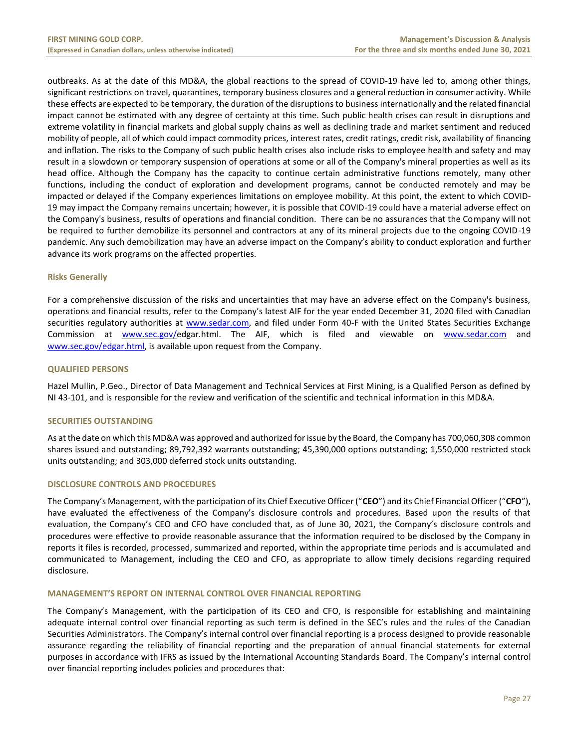outbreaks. As at the date of this MD&A, the global reactions to the spread of COVID-19 have led to, among other things, significant restrictions on travel, quarantines, temporary business closures and a general reduction in consumer activity. While these effects are expected to be temporary, the duration of the disruptions to business internationally and the related financial impact cannot be estimated with any degree of certainty at this time. Such public health crises can result in disruptions and extreme volatility in financial markets and global supply chains as well as declining trade and market sentiment and reduced mobility of people, all of which could impact commodity prices, interest rates, credit ratings, credit risk, availability of financing and inflation. The risks to the Company of such public health crises also include risks to employee health and safety and may result in a slowdown or temporary suspension of operations at some or all of the Company's mineral properties as well as its head office. Although the Company has the capacity to continue certain administrative functions remotely, many other functions, including the conduct of exploration and development programs, cannot be conducted remotely and may be impacted or delayed if the Company experiences limitations on employee mobility. At this point, the extent to which COVID-19 may impact the Company remains uncertain; however, it is possible that COVID-19 could have a material adverse effect on the Company's business, results of operations and financial condition. There can be no assurances that the Company will not be required to further demobilize its personnel and contractors at any of its mineral projects due to the ongoing COVID-19 pandemic. Any such demobilization may have an adverse impact on the Company's ability to conduct exploration and further advance its work programs on the affected properties.

### Risks Generally

For a comprehensive discussion of the risks and uncertainties that may have an adverse effect on the Company's business, operations and financial results, refer to the Company's latest AIF for the year ended December 31, 2020 filed with Canadian securities regulatory authorities at www.sedar.com, and filed under Form 40-F with the United States Securities Exchange Commission at www.sec.gov/edgar.html. The AIF, which is filed and viewable on www.sedar.com and www.sec.gov/edgar.html, is available upon request from the Company.

## QUALIFIED PERSONS

Hazel Mullin, P.Geo., Director of Data Management and Technical Services at First Mining, is a Qualified Person as defined by NI 43-101, and is responsible for the review and verification of the scientific and technical information in this MD&A.

## SECURITIES OUTSTANDING

As at the date on which this MD&A was approved and authorized for issue by the Board, the Company has 700,060,308 common shares issued and outstanding; 89,792,392 warrants outstanding; 45,390,000 options outstanding; 1,550,000 restricted stock units outstanding; and 303,000 deferred stock units outstanding.

## DISCLOSURE CONTROLS AND PROCEDURES

The Company's Management, with the participation of its Chief Executive Officer ("**CEO**") and its Chief Financial Officer ("**CFO**"), have evaluated the effectiveness of the Company's disclosure controls and procedures. Based upon the results of that evaluation, the Company's CEO and CFO have concluded that, as of June 30, 2021, the Company's disclosure controls and procedures were effective to provide reasonable assurance that the information required to be disclosed by the Company in reports it files is recorded, processed, summarized and reported, within the appropriate time periods and is accumulated and communicated to Management, including the CEO and CFO, as appropriate to allow timely decisions regarding required disclosure.

## MANAGEMENT'S REPORT ON INTERNAL CONTROL OVER FINANCIAL REPORTING

The Company's Management, with the participation of its CEO and CFO, is responsible for establishing and maintaining adequate internal control over financial reporting as such term is defined in the SEC's rules and the rules of the Canadian Securities Administrators. The Company's internal control over financial reporting is a process designed to provide reasonable assurance regarding the reliability of financial reporting and the preparation of annual financial statements for external purposes in accordance with IFRS as issued by the International Accounting Standards Board. The Company's internal control over financial reporting includes policies and procedures that: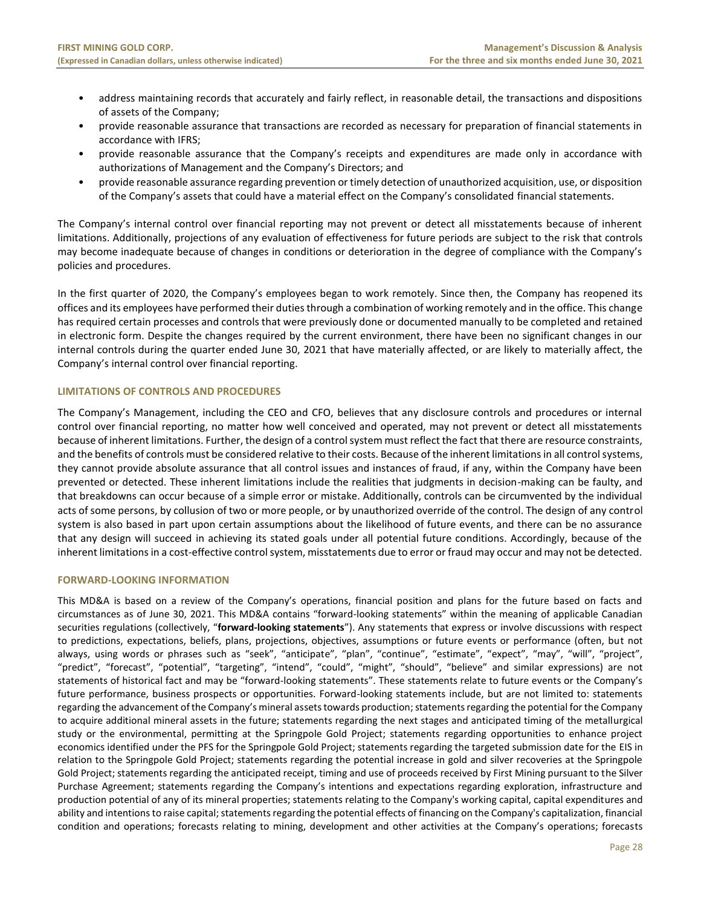- address maintaining records that accurately and fairly reflect, in reasonable detail, the transactions and dispositions of assets of the Company;
- provide reasonable assurance that transactions are recorded as necessary for preparation of financial statements in accordance with IFRS;
- provide reasonable assurance that the Company's receipts and expenditures are made only in accordance with authorizations of Management and the Company's Directors; and
- provide reasonable assurance regarding prevention or timely detection of unauthorized acquisition, use, or disposition of the Company's assets that could have a material effect on the Company's consolidated financial statements.

The Company's internal control over financial reporting may not prevent or detect all misstatements because of inherent limitations. Additionally, projections of any evaluation of effectiveness for future periods are subject to the risk that controls may become inadequate because of changes in conditions or deterioration in the degree of compliance with the Company's policies and procedures.

In the first quarter of 2020, the Company's employees began to work remotely. Since then, the Company has reopened its offices and its employees have performed their duties through a combination of working remotely and in the office. This change has required certain processes and controls that were previously done or documented manually to be completed and retained in electronic form. Despite the changes required by the current environment, there have been no significant changes in our internal controls during the quarter ended June 30, 2021 that have materially affected, or are likely to materially affect, the Company's internal control over financial reporting.

## LIMITATIONS OF CONTROLS AND PROCEDURES

The Company's Management, including the CEO and CFO, believes that any disclosure controls and procedures or internal control over financial reporting, no matter how well conceived and operated, may not prevent or detect all misstatements because of inherent limitations. Further, the design of a control system must reflect the fact that there are resource constraints, and the benefits of controls must be considered relative to their costs. Because of the inherent limitations in all control systems, they cannot provide absolute assurance that all control issues and instances of fraud, if any, within the Company have been prevented or detected. These inherent limitations include the realities that judgments in decision-making can be faulty, and that breakdowns can occur because of a simple error or mistake. Additionally, controls can be circumvented by the individual acts of some persons, by collusion of two or more people, or by unauthorized override of the control. The design of any control system is also based in part upon certain assumptions about the likelihood of future events, and there can be no assurance that any design will succeed in achieving its stated goals under all potential future conditions. Accordingly, because of the inherent limitations in a cost-effective control system, misstatements due to error or fraud may occur and may not be detected.

## FORWARD-LOOKING INFORMATION

This MD&A is based on a review of the Company's operations, financial position and plans for the future based on facts and circumstances as of June 30, 2021. This MD&A contains "forward-looking statements" within the meaning of applicable Canadian securities regulations (collectively, "**forward-looking statements**"). Any statements that express or involve discussions with respect to predictions, expectations, beliefs, plans, projections, objectives, assumptions or future events or performance (often, but not always, using words or phrases such as "seek", "anticipate", "plan", "continue", "estimate", "expect", "may", "will", "project", "predict", "forecast", "potential", "targeting", "intend", "could", "might", "should", "believe" and similar expressions) are not statements of historical fact and may be "forward-looking statements". These statements relate to future events or the Company's future performance, business prospects or opportunities. Forward-looking statements include, but are not limited to: statements regarding the advancement of the Company's mineral assets towards production; statements regarding the potential for the Company to acquire additional mineral assets in the future; statements regarding the next stages and anticipated timing of the metallurgical study or the environmental, permitting at the Springpole Gold Project; statements regarding opportunities to enhance project economics identified under the PFS for the Springpole Gold Project; statements regarding the targeted submission date for the EIS in relation to the Springpole Gold Project; statements regarding the potential increase in gold and silver recoveries at the Springpole Gold Project; statements regarding the anticipated receipt, timing and use of proceeds received by First Mining pursuant to the Silver Purchase Agreement; statements regarding the Company's intentions and expectations regarding exploration, infrastructure and production potential of any of its mineral properties; statements relating to the Company's working capital, capital expenditures and ability and intentions to raise capital; statements regarding the potential effects of financing on the Company's capitalization, financial condition and operations; forecasts relating to mining, development and other activities at the Company's operations; forecasts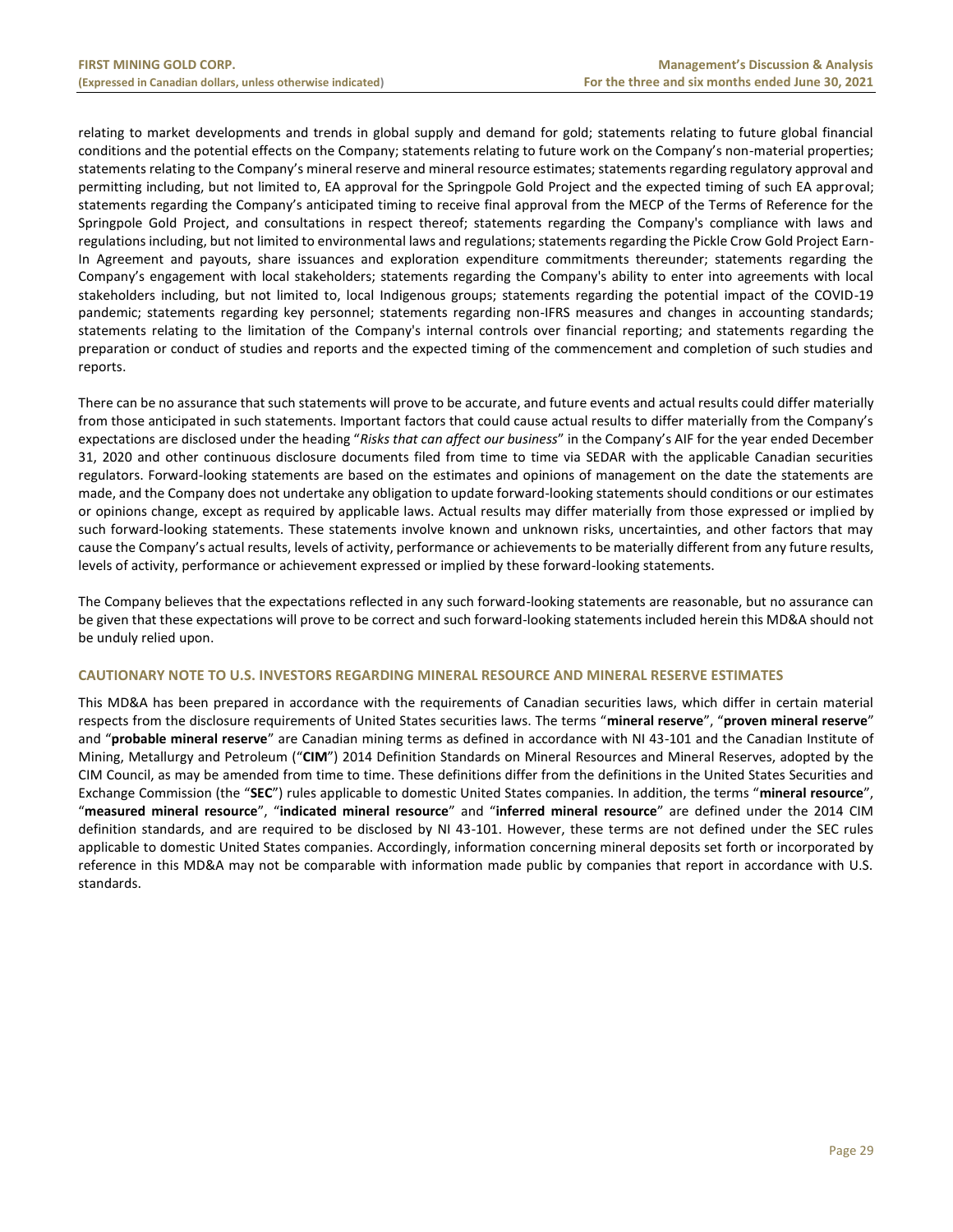relating to market developments and trends in global supply and demand for gold; statements relating to future global financial conditions and the potential effects on the Company; statements relating to future work on the Company's non-material properties; statements relating to the Company's mineral reserve and mineral resource estimates; statements regarding regulatory approval and permitting including, but not limited to, EA approval for the Springpole Gold Project and the expected timing of such EA approval; statements regarding the Company's anticipated timing to receive final approval from the MECP of the Terms of Reference for the Springpole Gold Project, and consultations in respect thereof; statements regarding the Company's compliance with laws and regulations including, but not limited to environmental laws and regulations; statements regarding the Pickle Crow Gold Project Earn-In Agreement and payouts, share issuances and exploration expenditure commitments thereunder; statements regarding the Company's engagement with local stakeholders; statements regarding the Company's ability to enter into agreements with local stakeholders including, but not limited to, local Indigenous groups; statements regarding the potential impact of the COVID-19 pandemic; statements regarding key personnel; statements regarding non-IFRS measures and changes in accounting standards; statements relating to the limitation of the Company's internal controls over financial reporting; and statements regarding the preparation or conduct of studies and reports and the expected timing of the commencement and completion of such studies and reports.

There can be no assurance that such statements will prove to be accurate, and future events and actual results could differ materially from those anticipated in such statements. Important factors that could cause actual results to differ materially from the Company's expectations are disclosed under the heading "*Risks that can affect our business*" in the Company's AIF for the year ended December 31, 2020 and other continuous disclosure documents filed from time to time via SEDAR with the applicable Canadian securities regulators. Forward-looking statements are based on the estimates and opinions of management on the date the statements are made, and the Company does not undertake any obligation to update forward-looking statements should conditions or our estimates or opinions change, except as required by applicable laws. Actual results may differ materially from those expressed or implied by such forward-looking statements. These statements involve known and unknown risks, uncertainties, and other factors that may cause the Company's actual results, levels of activity, performance or achievements to be materially different from any future results, levels of activity, performance or achievement expressed or implied by these forward-looking statements.

The Company believes that the expectations reflected in any such forward-looking statements are reasonable, but no assurance can be given that these expectations will prove to be correct and such forward-looking statements included herein this MD&A should not be unduly relied upon.

### CAUTIONARY NOTE TO U.S. INVESTORS REGARDING MINERAL RESOURCE AND MINERAL RESERVE ESTIMATES

This MD&A has been prepared in accordance with the requirements of Canadian securities laws, which differ in certain material respects from the disclosure requirements of United States securities laws. The terms "**mineral reserve**", "**proven mineral reserve**" and "**probable mineral reserve**" are Canadian mining terms as defined in accordance with NI 43-101 and the Canadian Institute of Mining, Metallurgy and Petroleum ("**CIM**") 2014 Definition Standards on Mineral Resources and Mineral Reserves, adopted by the CIM Council, as may be amended from time to time. These definitions differ from the definitions in the United States Securities and Exchange Commission (the "**SEC**") rules applicable to domestic United States companies. In addition, the terms "**mineral resource**", "**measured mineral resource**", "**indicated mineral resource**" and "**inferred mineral resource**" are defined under the 2014 CIM definition standards, and are required to be disclosed by NI 43-101. However, these terms are not defined under the SEC rules applicable to domestic United States companies. Accordingly, information concerning mineral deposits set forth or incorporated by reference in this MD&A may not be comparable with information made public by companies that report in accordance with U.S. standards.